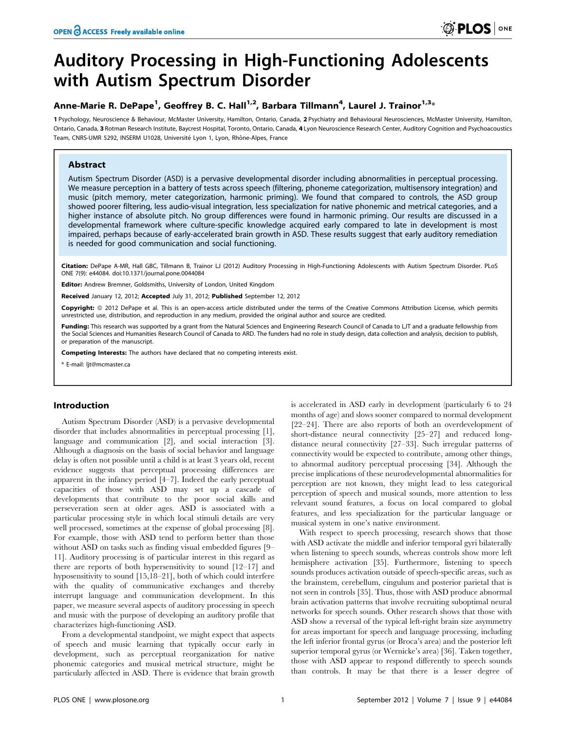# Auditory Processing in High-Functioning Adolescents with Autism Spectrum Disorder

**Anne-Marie R. DePape[1], Geoffrey B. C. Hall[1,2], Barbara Tillmann[4], Laurel J. Trainor[1,3]***

**1** Psychology, Neuroscience & Behaviour, McMaster University, Hamilton, Ontario, Canada, **2** Psychiatry and Behavioural Neurosciences, McMaster University, Hamilton, Ontario, Canada, **3** Rotman Research Institute, Baycrest Hospital, Toronto, Ontario, Canada, **4** Lyon Neuroscience Research Center, Auditory Cognition and Psychoacoustics Team, CNRS-UMR 5292, INSERM U1028, Université Lyon 1, Lyon, Rhône-Alpes, France

## Abstract

Autism Spectrum Disorder (ASD) is a pervasive developmental disorder including abnormalities in perceptual processing. We measure perception in a battery of tests across speech (filtering, phoneme categorization, multisensory integration) and music (pitch memory, meter categorization, harmonic priming). We found that compared to controls, the ASD group showed poorer filtering, less audio-visual integration, less specialization for native phonemic and metrical categories, and a higher instance of absolute pitch. No group differences were found in harmonic priming. Our results are discussed in a developmental framework where culture-specific knowledge acquired early compared to late in development is most impaired, perhaps because of early-accelerated brain growth in ASD. These results suggest that early auditory remediation is needed for good communication and social functioning.

**Citation:** DePape A-MR, Hall GBC, Tillmann B, Trainor LJ (2012) Auditory Processing in High-Functioning Adolescents with Autism Spectrum Disorder. PLoS ONE 7(9): e44084. doi:10.1371/journal.pone.0044084

**Editor:** Andrew Bremner, Goldsmiths, University of London, United Kingdom

**Received** January 12, 2012; **Accepted** July 31, 2012; **Published** September 12, 2012

**Copyright:** © 2012 DePape et al. This is an open-access article distributed under the terms of the Creative Commons Attribution License, which permits unrestricted use, distribution, and reproduction in any medium, provided the original author and source are credited.

**Funding:** This research was supported by a grant from the Natural Sciences and Engineering Research Council of Canada to LJT and a graduate fellowship from the Social Sciences and Humanities Research Council of Canada to ARD. The funders had no role in study design, data collection and analysis, decision to publish, or preparation of the manuscript.

**Competing Interests:** The authors have declared that no competing interests exist.

* E-mail: ljt@mcmaster.ca

## Introduction

Autism Spectrum Disorder (ASD) is a pervasive developmental disorder that includes abnormalities in perceptual processing [1], language and communication [2], and social interaction [3]. Although a diagnosis on the basis of social behavior and language delay is often not possible until a child is at least 3 years old, recent evidence suggests that perceptual processing differences are apparent in the infancy period [4–7]. Indeed the early perceptual capacities of those with ASD may set up a cascade of developments that contribute to the poor social skills and perseveration seen at older ages. ASD is associated with a particular processing style in which local stimuli details are very well processed, sometimes at the expense of global processing [8]. For example, those with ASD tend to perform better than those without ASD on tasks such as finding visual embedded figures [9–11]. Auditory processing is of particular interest in this regard as there are reports of both hypersensitivity to sound [12–17] and hyposensitivity to sound [15,18–21], both of which could interfere with the quality of communicative exchanges and thereby interrupt language and communication development. In this paper, we measure several aspects of auditory processing in speech and music with the purpose of developing an auditory profile that characterizes high-functioning ASD.

From a developmental standpoint, we might expect that aspects of speech and music learning that typically occur early in development, such as perceptual reorganization for native phonemic categories and musical metrical structure, might be particularly affected in ASD. There is evidence that brain growth is accelerated in ASD early in development (particularly 6 to 24 months of age) and slows sooner compared to normal development [22–24]. There are also reports of both an overdevelopment of short-distance neural connectivity [25–27] and reduced long-distance neural connectivity [27–33]. Such irregular patterns of connectivity would be expected to contribute, among other things, to abnormal auditory perceptual processing [34]. Although the precise implications of these neurodevelopmental abnormalities for perception are not known, they might lead to less categorical perception of speech and musical sounds, more attention to less relevant sound features, a focus on local compared to global features, and less specialization for the particular language or musical system in one's native environment.

With respect to speech processing, research shows that those with ASD activate the middle and inferior temporal gyri bilaterally when listening to speech sounds, whereas controls show more left hemisphere activation [35]. Furthermore, listening to speech sounds produces activation outside of speech-specific areas, such as the brainstem, cerebellum, cingulum and posterior parietal that is not seen in controls [35]. Thus, those with ASD produce abnormal brain activation patterns that involve recruiting suboptimal neural networks for speech sounds. Other research shows that those with ASD show a reversal of the typical left-right brain size asymmetry for areas important for speech and language processing, including the left inferior frontal gyrus (or Broca's area) and the posterior left superior temporal gyrus (or Wernicke's area) [36]. Taken together, those with ASD appear to respond differently to speech sounds than controls. It may be that there is a lesser degree of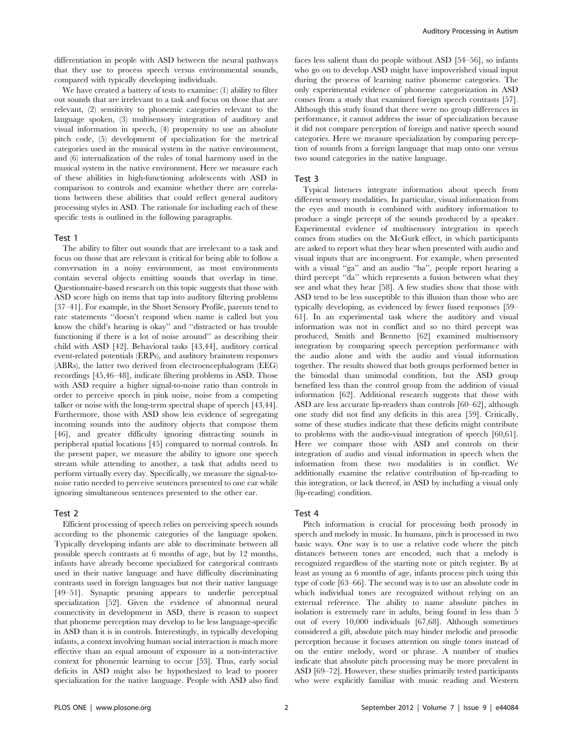differentiation in people with ASD between the neural pathways that they use to process speech versus environmental sounds, compared with typically developing individuals.

We have created a battery of tests to examine: (1) ability to filter out sounds that are irrelevant to a task and focus on those that are relevant, (2) sensitivity to phonemic categories relevant to the language spoken, (3) multisensory integration of auditory and visual information in speech, (4) propensity to use an absolute pitch code, (5) development of specialization for the metrical categories used in the musical system in the native environment, and (6) internalization of the rules of tonal harmony used in the musical system in the native environment. Here we measure each of these abilities in high-functioning adolescents with ASD in comparison to controls and examine whether there are correlations between these abilities that could reflect general auditory processing styles in ASD. The rationale for including each of these specific tests is outlined in the following paragraphs.

### Test 1

The ability to filter out sounds that are irrelevant to a task and focus on those that are relevant is critical for being able to follow a conversation in a noisy environment, as most environments contain several objects emitting sounds that overlap in time. Questionnaire-based research on this topic suggests that those with ASD score high on items that tap into auditory filtering problems [37–41]. For example, in the Short Sensory Profile, parents tend to rate statements "doesn't respond when name is called but you know the child's hearing is okay" and "distracted or has trouble functioning if there is a lot of noise around" as describing their child with ASD [42]. Behavioral tasks [43,44], auditory cortical event-related potentials (ERPs), and auditory brainstem responses (ABRs), the latter two derived from electroencephalogram (EEG) recordings [45,46–48], indicate filtering problems in ASD. Those with ASD require a higher signal-to-noise ratio than controls in order to perceive speech in pink noise, noise from a competing talker or noise with the long-term spectral shape of speech [43,44]. Furthermore, those with ASD show less evidence of segregating incoming sounds into the auditory objects that compose them [46], and greater difficulty ignoring distracting sounds in peripheral spatial locations [45] compared to normal controls. In the present paper, we measure the ability to ignore one speech stream while attending to another, a task that adults need to perform virtually every day. Specifically, we measure the signal-to-noise ratio needed to perceive sentences presented to one ear while ignoring simultaneous sentences presented to the other ear.

### Test 2

Efficient processing of speech relies on perceiving speech sounds according to the phonemic categories of the language spoken. Typically developing infants are able to discriminate between all possible speech contrasts at 6 months of age, but by 12 months, infants have already become specialized for categorical contrasts used in their native language and have difficulty discriminating contrasts used in foreign languages but not their native language [49–51]. Synaptic pruning appears to underlie perceptual specialization [52]. Given the evidence of abnormal neural connectivity in development in ASD, there is reason to suspect that phoneme perception may develop to be less language-specific in ASD than it is in controls. Interestingly, in typically developing infants, a context involving human social interaction is much more effective than an equal amount of exposure in a non-interactive context for phonemic learning to occur [53]. Thus, early social deficits in ASD might also be hypothesized to lead to poorer specialization for the native language. People with ASD also find faces less salient than do people without ASD [54–56], so infants who go on to develop ASD might have impoverished visual input during the process of learning native phoneme categories. The only experimental evidence of phoneme categorization in ASD comes from a study that examined foreign speech contrasts [57]. Although this study found that there were no group differences in performance, it cannot address the issue of specialization because it did not compare perception of foreign and native speech sound categories. Here we measure specialization by comparing perception of sounds from a foreign language that map onto one versus two sound categories in the native language.

### Test 3

Typical listeners integrate information about speech from different sensory modalities. In particular, visual information from the eyes and mouth is combined with auditory information to produce a single percept of the sounds produced by a speaker. Experimental evidence of multisensory integration in speech comes from studies on the McGurk effect, in which participants are asked to report what they hear when presented with audio and visual inputs that are incongruent. For example, when presented with a visual "ga" and an audio "ba", people report hearing a third percept "da" which represents a fusion between what they see and what they hear [58]. A few studies show that those with ASD tend to be less susceptible to this illusion than those who are typically developing, as evidenced by fewer fused responses [59–61]. In an experimental task where the auditory and visual information was not in conflict and so no third percept was produced, Smith and Bennetto [62] examined multisensory integration by comparing speech perception performance with the audio alone and with the audio and visual information together. The results showed that both groups performed better in the bimodal than unimodal condition, but the ASD group benefited less than the control group from the addition of visual information [62]. Additional research suggests that those with ASD are less accurate lip-readers than controls [60–62], although one study did not find any deficits in this area [59]. Critically, some of these studies indicate that these deficits might contribute to problems with the audio-visual integration of speech [60,61]. Here we compare those with ASD and controls on their integration of audio and visual information in speech when the information from these two modalities is in conflict. We additionally examine the relative contribution of lip-reading to this integration, or lack thereof, in ASD by including a visual only (lip-reading) condition.

### Test 4

Pitch information is crucial for processing both prosody in speech and melody in music. In humans, pitch is processed in two basic ways. One way is to use a relative code where the pitch distances between tones are encoded, such that a melody is recognized regardless of the starting note or pitch register. By at least as young as 6 months of age, infants process pitch using this type of code [63–66]. The second way is to use an absolute code in which individual tones are recognized without relying on an external reference. The ability to name absolute pitches in isolation is extremely rare in adults, being found in less than 5 out of every 10,000 individuals [67,68]. Although sometimes considered a gift, absolute pitch may hinder melodic and prosodic perception because it focuses attention on single tones instead of on the entire melody, word or phrase. A number of studies indicate that absolute pitch processing may be more prevalent in ASD [69–72]. However, these studies primarily tested participants who were explicitly familiar with music reading and Western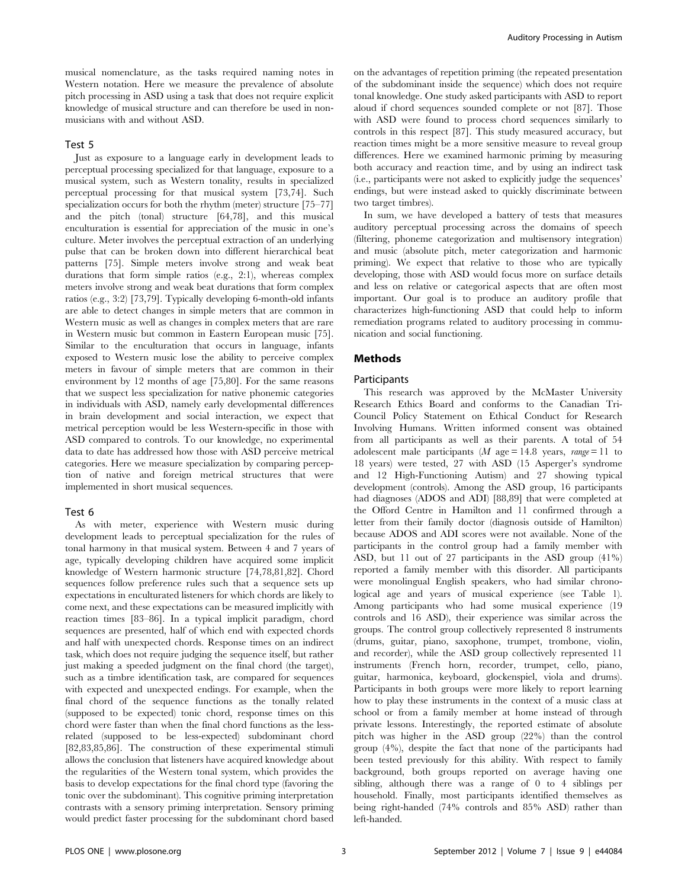musical nomenclature, as the tasks required naming notes in Western notation. Here we measure the prevalence of absolute pitch processing in ASD using a task that does not require explicit knowledge of musical structure and can therefore be used in non-musicians with and without ASD.

### Test 5

Just as exposure to a language early in development leads to perceptual processing specialized for that language, exposure to a musical system, such as Western tonality, results in specialized perceptual processing for that musical system [73,74]. Such specialization occurs for both the rhythm (meter) structure [75–77] and the pitch (tonal) structure [64,78], and this musical enculturation is essential for appreciation of the music in one's culture. Meter involves the perceptual extraction of an underlying pulse that can be broken down into different hierarchical beat patterns [75]. Simple meters involve strong and weak beat durations that form simple ratios (e.g., 2:1), whereas complex meters involve strong and weak beat durations that form complex ratios (e.g., 3:2) [73,79]. Typically developing 6-month-old infants are able to detect changes in simple meters that are common in Western music as well as changes in complex meters that are rare in Western music but common in Eastern European music [75]. Similar to the enculturation that occurs in language, infants exposed to Western music lose the ability to perceive complex meters in favour of simple meters that are common in their environment by 12 months of age [75,80]. For the same reasons that we suspect less specialization for native phonemic categories in individuals with ASD, namely early developmental differences in brain development and social interaction, we expect that metrical perception would be less Western-specific in those with ASD compared to controls. To our knowledge, no experimental data to date has addressed how those with ASD perceive metrical categories. Here we measure specialization by comparing perception of native and foreign metrical structures that were implemented in short musical sequences.

### Test 6

As with meter, experience with Western music during development leads to perceptual specialization for the rules of tonal harmony in that musical system. Between 4 and 7 years of age, typically developing children have acquired some implicit knowledge of Western harmonic structure [74,78,81,82]. Chord sequences follow preference rules such that a sequence sets up expectations in enculturated listeners for which chords are likely to come next, and these expectations can be measured implicitly with reaction times [83–86]. In a typical implicit paradigm, chord sequences are presented, half of which end with expected chords and half with unexpected chords. Response times on an indirect task, which does not require judging the sequence itself, but rather just making a speeded judgment on the final chord (the target), such as a timbre identification task, are compared for sequences with expected and unexpected endings. For example, when the final chord of the sequence functions as the tonally related (supposed to be expected) tonic chord, response times on this chord were faster than when the final chord functions as the less-related (supposed to be less-expected) subdominant chord [82,83,85,86]. The construction of these experimental stimuli allows the conclusion that listeners have acquired knowledge about the regularities of the Western tonal system, which provides the basis to develop expectations for the final chord type (favoring the tonic over the subdominant). This cognitive priming interpretation contrasts with a sensory priming interpretation. Sensory priming would predict faster processing for the subdominant chord based on the advantages of repetition priming (the repeated presentation of the subdominant inside the sequence) which does not require tonal knowledge. One study asked participants with ASD to report aloud if chord sequences sounded complete or not [87]. Those with ASD were found to process chord sequences similarly to controls in this respect [87]. This study measured accuracy, but reaction times might be a more sensitive measure to reveal group differences. Here we examined harmonic priming by measuring both accuracy and reaction time, and by using an indirect task (i.e., participants were not asked to explicitly judge the sequences' endings, but were instead asked to quickly discriminate between two target timbres).

In sum, we have developed a battery of tests that measures auditory perceptual processing across the domains of speech (filtering, phoneme categorization and multisensory integration) and music (absolute pitch, meter categorization and harmonic priming). We expect that relative to those who are typically developing, those with ASD would focus more on surface details and less on relative or categorical aspects that are often most important. Our goal is to produce an auditory profile that characterizes high-functioning ASD that could help to inform remediation programs related to auditory processing in communication and social functioning.

## Methods

### Participants

This research was approved by the McMaster University Research Ethics Board and conforms to the Canadian Tri-Council Policy Statement on Ethical Conduct for Research Involving Humans. Written informed consent was obtained from all participants as well as their parents. A total of 54 adolescent male participants (*M* age = 14.8 years, *range* = 11 to 18 years) were tested, 27 with ASD (15 Asperger's syndrome and 12 High-Functioning Autism) and 27 showing typical development (controls). Among the ASD group, 16 participants had diagnoses (ADOS and ADI) [88,89] that were completed at the Offord Centre in Hamilton and 11 confirmed through a letter from their family doctor (diagnosis outside of Hamilton) because ADOS and ADI scores were not available. None of the participants in the control group had a family member with ASD, but 11 out of 27 participants in the ASD group (41%) reported a family member with this disorder. All participants were monolingual English speakers, who had similar chronological age and years of musical experience (see Table 1). Among participants who had some musical experience (19 controls and 16 ASD), their experience was similar across the groups. The control group collectively represented 8 instruments (drums, guitar, piano, saxophone, trumpet, trombone, violin, and recorder), while the ASD group collectively represented 11 instruments (French horn, recorder, trumpet, cello, piano, guitar, harmonica, keyboard, glockenspiel, viola and drums). Participants in both groups were more likely to report learning how to play these instruments in the context of a music class at school or from a family member at home instead of through private lessons. Interestingly, the reported estimate of absolute pitch was higher in the ASD group (22%) than the control group (4%), despite the fact that none of the participants had been tested previously for this ability. With respect to family background, both groups reported on average having one sibling, although there was a range of 0 to 4 siblings per household. Finally, most participants identified themselves as being right-handed (74% controls and 85% ASD) rather than left-handed.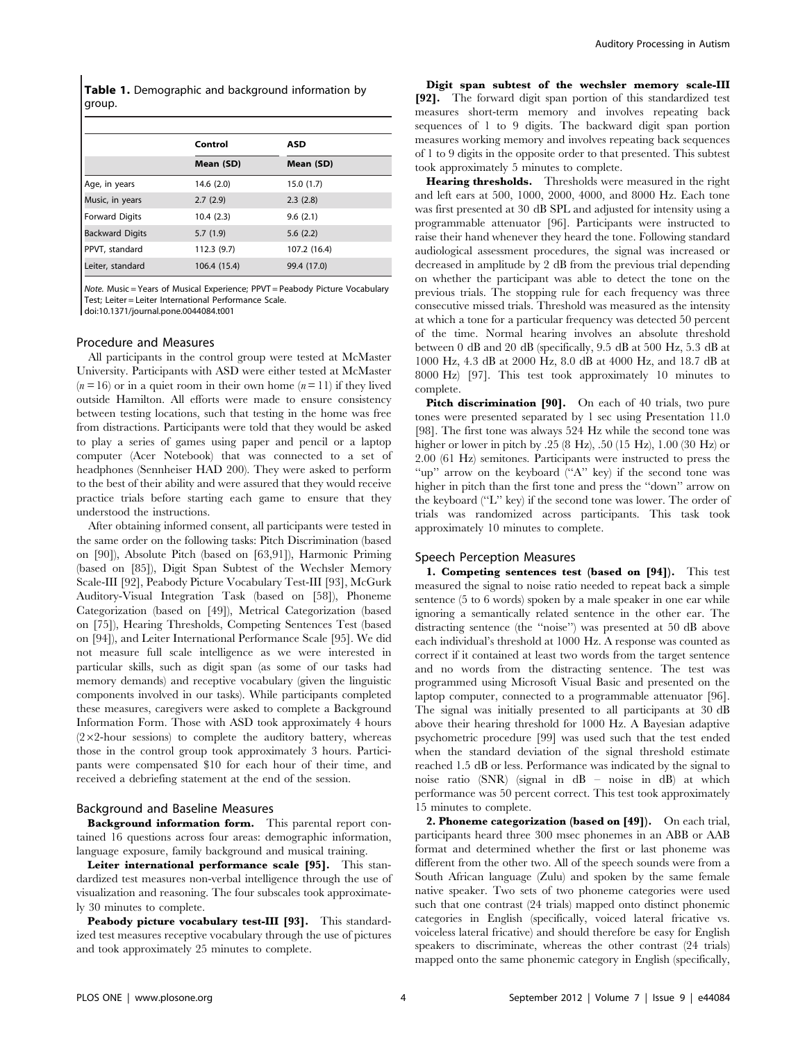**Table 1.** Demographic and background information by group.

| | Control | ASD |
|---|---|---|
| | Mean (SD) | Mean (SD) |
| Age, in years | 14.6 (2.0) | 15.0 (1.7) |
| Music, in years | 2.7 (2.9) | 2.3 (2.8) |
| Forward Digits | 10.4 (2.3) | 9.6 (2.1) |
| Backward Digits | 5.7 (1.9) | 5.6 (2.2) |
| PPVT, standard | 112.3 (9.7) | 107.2 (16.4) |
| Leiter, standard | 106.4 (15.4) | 99.4 (17.0) |

*Note.* Music = Years of Musical Experience; PPVT = Peabody Picture Vocabulary Test; Leiter = Leiter International Performance Scale.
doi:10.1371/journal.pone.0044084.t001

## Procedure and Measures

All participants in the control group were tested at McMaster University. Participants with ASD were either tested at McMaster ($n = 16$) or in a quiet room in their own home ($n = 11$) if they lived outside Hamilton. All efforts were made to ensure consistency between testing locations, such that testing in the home was free from distractions. Participants were told that they would be asked to play a series of games using paper and pencil or a laptop computer (Acer Notebook) that was connected to a set of headphones (Sennheiser HAD 200). They were asked to perform to the best of their ability and were assured that they would receive practice trials before starting each game to ensure that they understood the instructions.

After obtaining informed consent, all participants were tested in the same order on the following tasks: Pitch Discrimination (based on [90]), Absolute Pitch (based on [63,91]), Harmonic Priming (based on [85]), Digit Span Subtest of the Wechsler Memory Scale-III [92], Peabody Picture Vocabulary Test-III [93], McGurk Auditory-Visual Integration Task (based on [58]), Phoneme Categorization (based on [49]), Metrical Categorization (based on [75]), Hearing Thresholds, Competing Sentences Test (based on [94]), and Leiter International Performance Scale [95]. We did not measure full scale intelligence as we were interested in particular skills, such as digit span (as some of our tasks had memory demands) and receptive vocabulary (given the linguistic components involved in our tasks). While participants completed these measures, caregivers were asked to complete a Background Information Form. Those with ASD took approximately 4 hours (2×2-hour sessions) to complete the auditory battery, whereas those in the control group took approximately 3 hours. Participants were compensated $10 for each hour of their time, and received a debriefing statement at the end of the session.

## Background and Baseline Measures

**Background information form.** This parental report contained 16 questions across four areas: demographic information, language exposure, family background and musical training.

**Leiter international performance scale [95].** This standardized test measures non-verbal intelligence through the use of visualization and reasoning. The four subscales took approximately 30 minutes to complete.

**Peabody picture vocabulary test-III [93].** This standardized test measures receptive vocabulary through the use of pictures and took approximately 25 minutes to complete.

**Digit span subtest of the wechsler memory scale-III [92].** The forward digit span portion of this standardized test measures short-term memory and involves repeating back sequences of 1 to 9 digits. The backward digit span portion measures working memory and involves repeating back sequences of 1 to 9 digits in the opposite order to that presented. This subtest took approximately 5 minutes to complete.

**Hearing thresholds.** Thresholds were measured in the right and left ears at 500, 1000, 2000, 4000, and 8000 Hz. Each tone was first presented at 30 dB SPL and adjusted for intensity using a programmable attenuator [96]. Participants were instructed to raise their hand whenever they heard the tone. Following standard audiological assessment procedures, the signal was increased or decreased in amplitude by 2 dB from the previous trial depending on whether the participant was able to detect the tone on the previous trials. The stopping rule for each frequency was three consecutive missed trials. Threshold was measured as the intensity at which a tone for a particular frequency was detected 50 percent of the time. Normal hearing involves an absolute threshold between 0 dB and 20 dB (specifically, 9.5 dB at 500 Hz, 5.3 dB at 1000 Hz, 4.3 dB at 2000 Hz, 8.0 dB at 4000 Hz, and 18.7 dB at 8000 Hz) [97]. This test took approximately 10 minutes to complete.

**Pitch discrimination [90].** On each of 40 trials, two pure tones were presented separated by 1 sec using Presentation 11.0 [98]. The first tone was always 524 Hz while the second tone was higher or lower in pitch by .25 (8 Hz), .50 (15 Hz), 1.00 (30 Hz) or 2.00 (61 Hz) semitones. Participants were instructed to press the "up" arrow on the keyboard ("A" key) if the second tone was higher in pitch than the first tone and press the "down" arrow on the keyboard ("L" key) if the second tone was lower. The order of trials was randomized across participants. This task took approximately 10 minutes to complete.

## Speech Perception Measures

**1. Competing sentences test (based on [94]).** This test measured the signal to noise ratio needed to repeat back a simple sentence (5 to 6 words) spoken by a male speaker in one ear while ignoring a semantically related sentence in the other ear. The distracting sentence (the "noise") was presented at 50 dB above each individual's threshold at 1000 Hz. A response was counted as correct if it contained at least two words from the target sentence and no words from the distracting sentence. The test was programmed using Microsoft Visual Basic and presented on the laptop computer, connected to a programmable attenuator [96]. The signal was initially presented to all participants at 30 dB above their hearing threshold for 1000 Hz. A Bayesian adaptive psychometric procedure [99] was used such that the test ended when the standard deviation of the signal threshold estimate reached 1.5 dB or less. Performance was indicated by the signal to noise ratio (SNR) (signal in dB – noise in dB) at which performance was 50 percent correct. This test took approximately 15 minutes to complete.

**2. Phoneme categorization (based on [49]).** On each trial, participants heard three 300 msec phonemes in an ABB or AAB format and determined whether the first or last phoneme was different from the other two. All of the speech sounds were from a South African language (Zulu) and spoken by the same female native speaker. Two sets of two phoneme categories were used such that one contrast (24 trials) mapped onto distinct phonemic categories in English (specifically, voiced lateral fricative vs. voiceless lateral fricative) and should therefore be easy for English speakers to discriminate, whereas the other contrast (24 trials) mapped onto the same phonemic category in English (specifically,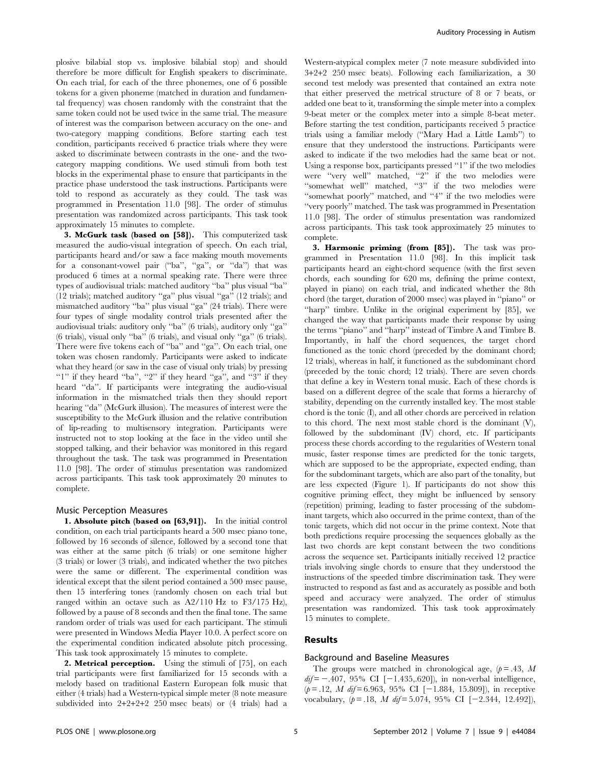plosive bilabial stop vs. implosive bilabial stop) and should therefore be more difficult for English speakers to discriminate. On each trial, for each of the three phonemes, one of 6 possible tokens for a given phoneme (matched in duration and fundamental frequency) was chosen randomly with the constraint that the same token could not be used twice in the same trial. The measure of interest was the comparison between accuracy on the one- and two-category mapping conditions. Before starting each test condition, participants received 6 practice trials where they were asked to discriminate between contrasts in the one- and the two-category mapping conditions. We used stimuli from both test blocks in the experimental phase to ensure that participants in the practice phase understood the task instructions. Participants were told to respond as accurately as they could. The task was programmed in Presentation 11.0 [98]. The order of stimulus presentation was randomized across participants. This task took approximately 15 minutes to complete.

**3. McGurk task (based on [58]).** This computerized task measured the audio-visual integration of speech. On each trial, participants heard and/or saw a face making mouth movements for a consonant-vowel pair (''ba'', ''ga'', or ''da'') that was produced 6 times at a normal speaking rate. There were three types of audiovisual trials: matched auditory ''ba'' plus visual ''ba'' (12 trials); matched auditory ''ga'' plus visual ''ga'' (12 trials); and mismatched auditory ''ba'' plus visual ''ga'' (24 trials). There were four types of single modality control trials presented after the audiovisual trials: auditory only ''ba'' (6 trials), auditory only ''ga'' (6 trials), visual only ''ba'' (6 trials), and visual only ''ga'' (6 trials). There were five tokens each of ''ba'' and ''ga''. On each trial, one token was chosen randomly. Participants were asked to indicate what they heard (or saw in the case of visual only trials) by pressing ''1'' if they heard ''ba'', ''2'' if they heard ''ga'', and ''3'' if they heard ''da''. If participants were integrating the audio-visual information in the mismatched trials then they should report hearing ''da'' (McGurk illusion). The measures of interest were the susceptibility to the McGurk illusion and the relative contribution of lip-reading to multisensory integration. Participants were instructed not to stop looking at the face in the video until she stopped talking, and their behavior was monitored in this regard throughout the task. The task was programmed in Presentation 11.0 [98]. The order of stimulus presentation was randomized across participants. This task took approximately 20 minutes to complete.

### Music Perception Measures

**1. Absolute pitch (based on [63,91]).** In the initial control condition, on each trial participants heard a 500 msec piano tone, followed by 16 seconds of silence, followed by a second tone that was either at the same pitch (6 trials) or one semitone higher (3 trials) or lower (3 trials), and indicated whether the two pitches were the same or different. The experimental condition was identical except that the silent period contained a 500 msec pause, then 15 interfering tones (randomly chosen on each trial but ranged within an octave such as A2/110 Hz to F3/175 Hz), followed by a pause of 8 seconds and then the final tone. The same random order of trials was used for each participant. The stimuli were presented in Windows Media Player 10.0. A perfect score on the experimental condition indicated absolute pitch processing. This task took approximately 15 minutes to complete.

**2. Metrical perception.** Using the stimuli of [75], on each trial participants were first familiarized for 15 seconds with a melody based on traditional Eastern European folk music that either (4 trials) had a Western-typical simple meter (8 note measure subdivided into 2+2+2+2 250 msec beats) or (4 trials) had a Western-atypical complex meter (7 note measure subdivided into 3+2+2 250 msec beats). Following each familiarization, a 30 second test melody was presented that contained an extra note that either preserved the metrical structure of 8 or 7 beats, or added one beat to it, transforming the simple meter into a complex 9-beat meter or the complex meter into a simple 8-beat meter. Before starting the test condition, participants received 5 practice trials using a familiar melody (''Mary Had a Little Lamb'') to ensure that they understood the instructions. Participants were asked to indicate if the two melodies had the same beat or not. Using a response box, participants pressed ''1'' if the two melodies were ''very well'' matched, ''2'' if the two melodies were ''somewhat well'' matched, ''3'' if the two melodies were ''somewhat poorly'' matched, and ''4'' if the two melodies were ''very poorly'' matched. The task was programmed in Presentation 11.0 [98]. The order of stimulus presentation was randomized across participants. This task took approximately 25 minutes to complete.

**3. Harmonic priming (from [85]).** The task was programmed in Presentation 11.0 [98]. In this implicit task participants heard an eight-chord sequence (with the first seven chords, each sounding for 620 ms, defining the prime context, played in piano) on each trial, and indicated whether the 8th chord (the target, duration of 2000 msec) was played in ''piano'' or ''harp'' timbre. Unlike in the original experiment by [85], we changed the way that participants made their response by using the terms ''piano'' and ''harp'' instead of Timbre A and Timbre B. Importantly, in half the chord sequences, the target chord functioned as the tonic chord (preceded by the dominant chord; 12 trials), whereas in half, it functioned as the subdominant chord (preceded by the tonic chord; 12 trials). There are seven chords that define a key in Western tonal music. Each of these chords is based on a different degree of the scale that forms a hierarchy of stability, depending on the currently installed key. The most stable chord is the tonic (I), and all other chords are perceived in relation to this chord. The next most stable chord is the dominant (V), followed by the subdominant (IV) chord, etc. If participants process these chords according to the regularities of Western tonal music, faster response times are predicted for the tonic targets, which are supposed to be the appropriate, expected ending, than for the subdominant targets, which are also part of the tonality, but are less expected (Figure 1). If participants do not show this cognitive priming effect, they might be influenced by sensory (repetition) priming, leading to faster processing of the subdominant targets, which also occurred in the prime context, than of the tonic targets, which did not occur in the prime context. Note that both predictions require processing the sequences globally as the last two chords are kept constant between the two conditions across the sequence set. Participants initially received 12 practice trials involving single chords to ensure that they understood the instructions of the speeded timbre discrimination task. They were instructed to respond as fast and as accurately as possible and both speed and accuracy were analyzed. The order of stimulus presentation was randomized. This task took approximately 15 minutes to complete.

## Results

### Background and Baseline Measures

The groups were matched in chronological age, ($p = .43$, *M dif* $= -.407$, 95% CI [$-1.435$,.620]), in non-verbal intelligence, ($p = .12$, *M dif* $= 6.963$, 95% CI [$-1.884$, 15.809]), in receptive vocabulary, ($p = .18$, *M dif* $= 5.074$, 95% CI [$-2.344$, 12.492]),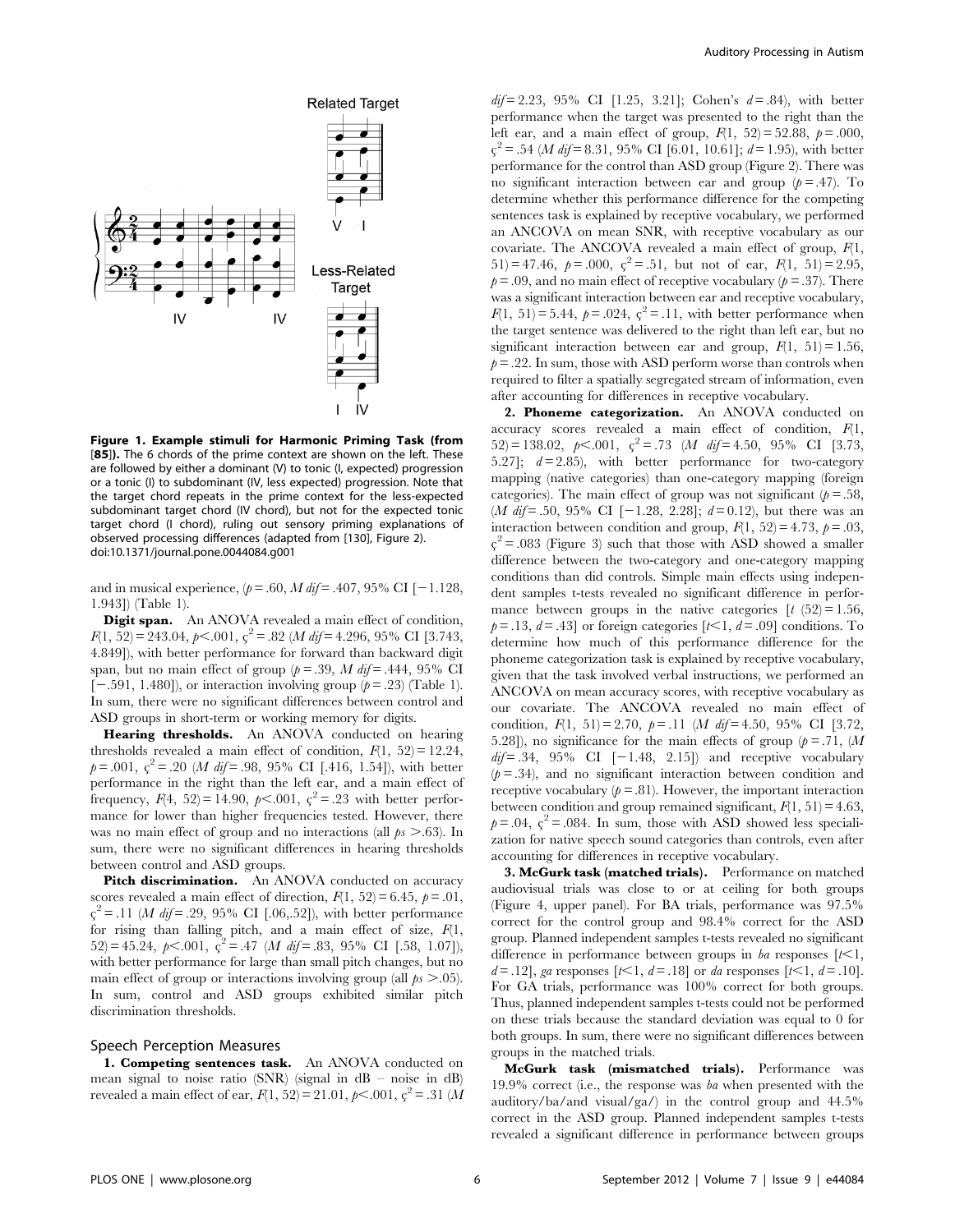**Figure 1. Example stimuli for Harmonic Priming Task (from [85]).** The 6 chords of the prime context are shown on the left. These are followed by either a dominant (V) to tonic (I, expected) progression or a tonic (I) to subdominant (IV, less expected) progression. Note that the target chord repeats in the prime context for the less-expected subdominant target chord (IV chord), but not for the expected tonic target chord (I chord), ruling out sensory priming explanations of observed processing differences (adapted from [130], Figure 2).
doi:10.1371/journal.pone.0044084.g001

and in musical experience, ($p = .60$, $M\ dif = .407$, 95% CI [−1.128, 1.943]) (Table 1).

**Digit span.** An ANOVA revealed a main effect of condition, $F(1, 52) = 243.04$, $p < .001$, $\varsigma^2 = .82$ ($M\ dif = 4.296$, 95% CI [3.743, 4.849]), with better performance for forward than backward digit span, but no main effect of group ($p = .39$, $M\ dif = .444$, 95% CI [−.591, 1.480]), or interaction involving group ($p = .23$) (Table 1). In sum, there were no significant differences between control and ASD groups in short-term or working memory for digits.

**Hearing thresholds.** An ANOVA conducted on hearing thresholds revealed a main effect of condition, $F(1, 52) = 12.24$, $p = .001$, $\varsigma^2 = .20$ ($M\ dif = .98$, 95% CI [.416, 1.54]), with better performance in the right than the left ear, and a main effect of frequency, $F(4, 52) = 14.90$, $p < .001$, $\varsigma^2 = .23$ with better performance for lower than higher frequencies tested. However, there was no main effect of group and no interactions (all $ps > .63$). In sum, there were no significant differences in hearing thresholds between control and ASD groups.

**Pitch discrimination.** An ANOVA conducted on accuracy scores revealed a main effect of direction, $F(1, 52) = 6.45$, $p = .01$, $\varsigma^2 = .11$ ($M\ dif = .29$, 95% CI [.06,.52]), with better performance for rising than falling pitch, and a main effect of size, $F(1, 52) = 45.24$, $p < .001$, $\varsigma^2 = .47$ ($M\ dif = .83$, 95% CI [.58, 1.07]), with better performance for large than small pitch changes, but no main effect of group or interactions involving group (all $ps > .05$). In sum, control and ASD groups exhibited similar pitch discrimination thresholds.

## Speech Perception Measures

**1. Competing sentences task.** An ANOVA conducted on mean signal to noise ratio (SNR) (signal in dB – noise in dB) revealed a main effect of ear, $F(1, 52) = 21.01$, $p < .001$, $\varsigma^2 = .31$ ($M\ dif = 2.23$, 95% CI [1.25, 3.21]; Cohen's $d = .84$), with better performance when the target was presented to the right than the left ear, and a main effect of group, $F(1, 52) = 52.88$, $p = .000$, $\varsigma^2 = .54$ ($M\ dif = 8.31$, 95% CI [6.01, 10.61]; $d = 1.95$), with better performance for the control than ASD group (Figure 2). There was no significant interaction between ear and group ($p = .47$). To determine whether this performance difference for the competing sentences task is explained by receptive vocabulary, we performed an ANCOVA on mean SNR, with receptive vocabulary as our covariate. The ANCOVA revealed a main effect of group, $F(1, 51) = 47.46$, $p = .000$, $\varsigma^2 = .51$, but not of ear, $F(1, 51) = 2.95$, $p = .09$, and no main effect of receptive vocabulary ($p = .37$). There was a significant interaction between ear and receptive vocabulary, $F(1, 51) = 5.44$, $p = .024$, $\varsigma^2 = .11$, with better performance when the target sentence was delivered to the right than left ear, but no significant interaction between ear and group, $F(1, 51) = 1.56$, $p = .22$. In sum, those with ASD perform worse than controls when required to filter a spatially segregated stream of information, even after accounting for differences in receptive vocabulary.

**2. Phoneme categorization.** An ANOVA conducted on accuracy scores revealed a main effect of condition, $F(1, 52) = 138.02$, $p < .001$, $\varsigma^2 = .73$ ($M\ dif = 4.50$, 95% CI [3.73, 5.27]; $d = 2.85$), with better performance for two-category mapping (native categories) than one-category mapping (foreign categories). The main effect of group was not significant ($p = .58$, ($M\ dif = .50$, 95% CI [−1.28, 2.28]; $d = 0.12$), but there was an interaction between condition and group, $F(1, 52) = 4.73$, $p = .03$, $\varsigma^2 = .083$ (Figure 3) such that those with ASD showed a smaller difference between the two-category and one-category mapping conditions than did controls. Simple main effects using independent samples t-tests revealed no significant difference in performance between groups in the native categories [$t\ (52) = 1.56$, $p = .13$, $d = .43$] or foreign categories [$t < 1$, $d = .09$] conditions. To determine how much of this performance difference for the phoneme categorization task is explained by receptive vocabulary, given that the task involved verbal instructions, we performed an ANCOVA on mean accuracy scores, with receptive vocabulary as our covariate. The ANCOVA revealed no main effect of condition, $F(1, 51) = 2.70$, $p = .11$ ($M\ dif = 4.50$, 95% CI [3.72, 5.28]), no significance for the main effects of group ($p = .71$, ($M\ dif = .34$, 95% CI [−1.48, 2.15]) and receptive vocabulary ($p = .34$), and no significant interaction between condition and receptive vocabulary ($p = .81$). However, the important interaction between condition and group remained significant, $F(1, 51) = 4.63$, $p = .04$, $\varsigma^2 = .084$. In sum, those with ASD showed less specialization for native speech sound categories than controls, even after accounting for differences in receptive vocabulary.

**3. McGurk task (matched trials).** Performance on matched audiovisual trials was close to or at ceiling for both groups (Figure 4, upper panel). For BA trials, performance was 97.5% correct for the control group and 98.4% correct for the ASD group. Planned independent samples t-tests revealed no significant difference in performance between groups in *ba* responses [$t < 1$, $d = .12$], *ga* responses [$t < 1$, $d = .18$] or *da* responses [$t < 1$, $d = .10$]. For GA trials, performance was 100% correct for both groups. Thus, planned independent samples t-tests could not be performed on these trials because the standard deviation was equal to 0 for both groups. In sum, there were no significant differences between groups in the matched trials.

**McGurk task (mismatched trials).** Performance was 19.9% correct (i.e., the response was *ba* when presented with the auditory/ba/and visual/ga/) in the control group and 44.5% correct in the ASD group. Planned independent samples t-tests revealed a significant difference in performance between groups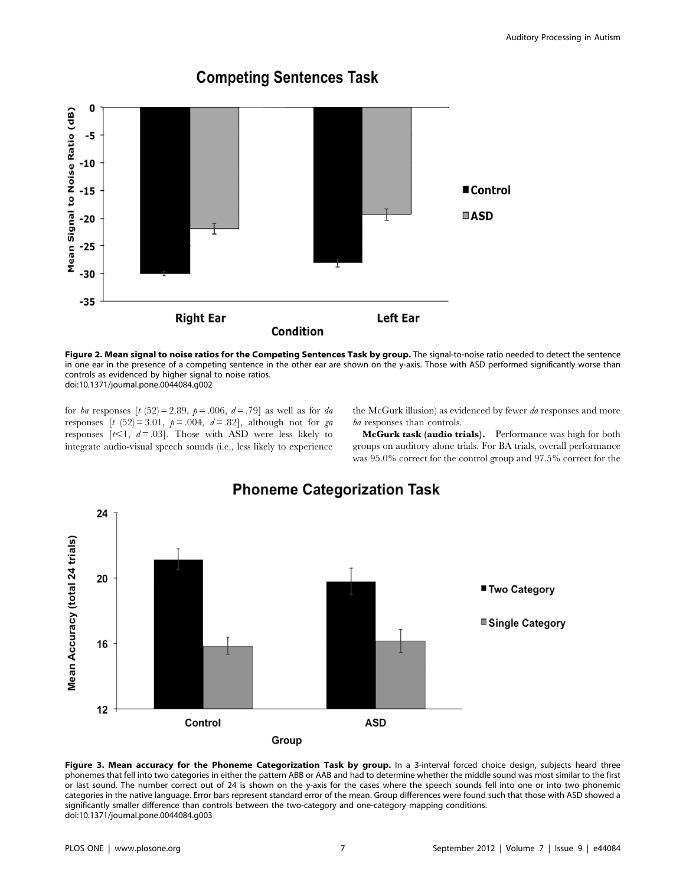**Figure 2. Mean signal to noise ratios for the Competing Sentences Task by group.** The signal-to-noise ratio needed to detect the sentence in one ear in the presence of a competing sentence in the other ear are shown on the y-axis. Those with ASD performed significantly worse than controls as evidenced by higher signal to noise ratios.
doi:10.1371/journal.pone.0044084.g002

for *ba* responses [$t$ (52) = 2.89, $p$ = .006, $d$ = .79] as well as for *da* responses [$t$ (52) = 3.01, $p$ = .004, $d$ = .82], although not for *ga* responses [$t$<1, $d$ = .03]. Those with ASD were less likely to integrate audio-visual speech sounds (i.e., less likely to experience the McGurk illusion) as evidenced by fewer *da* responses and more *ba* responses than controls.

**McGurk task (audio trials).** Performance was high for both groups on auditory alone trials. For BA trials, overall performance was 95.0% correct for the control group and 97.5% correct for the

**Figure 3. Mean accuracy for the Phoneme Categorization Task by group.** In a 3-interval forced choice design, subjects heard three phonemes that fell into two categories in either the pattern ABB or AAB and had to determine whether the middle sound was most similar to the first or last sound. The number correct out of 24 is shown on the y-axis for the cases where the speech sounds fell into one or into two phonemic categories in the native language. Error bars represent standard error of the mean. Group differences were found such that those with ASD showed a significantly smaller difference than controls between the two-category and one-category mapping conditions.
doi:10.1371/journal.pone.0044084.g003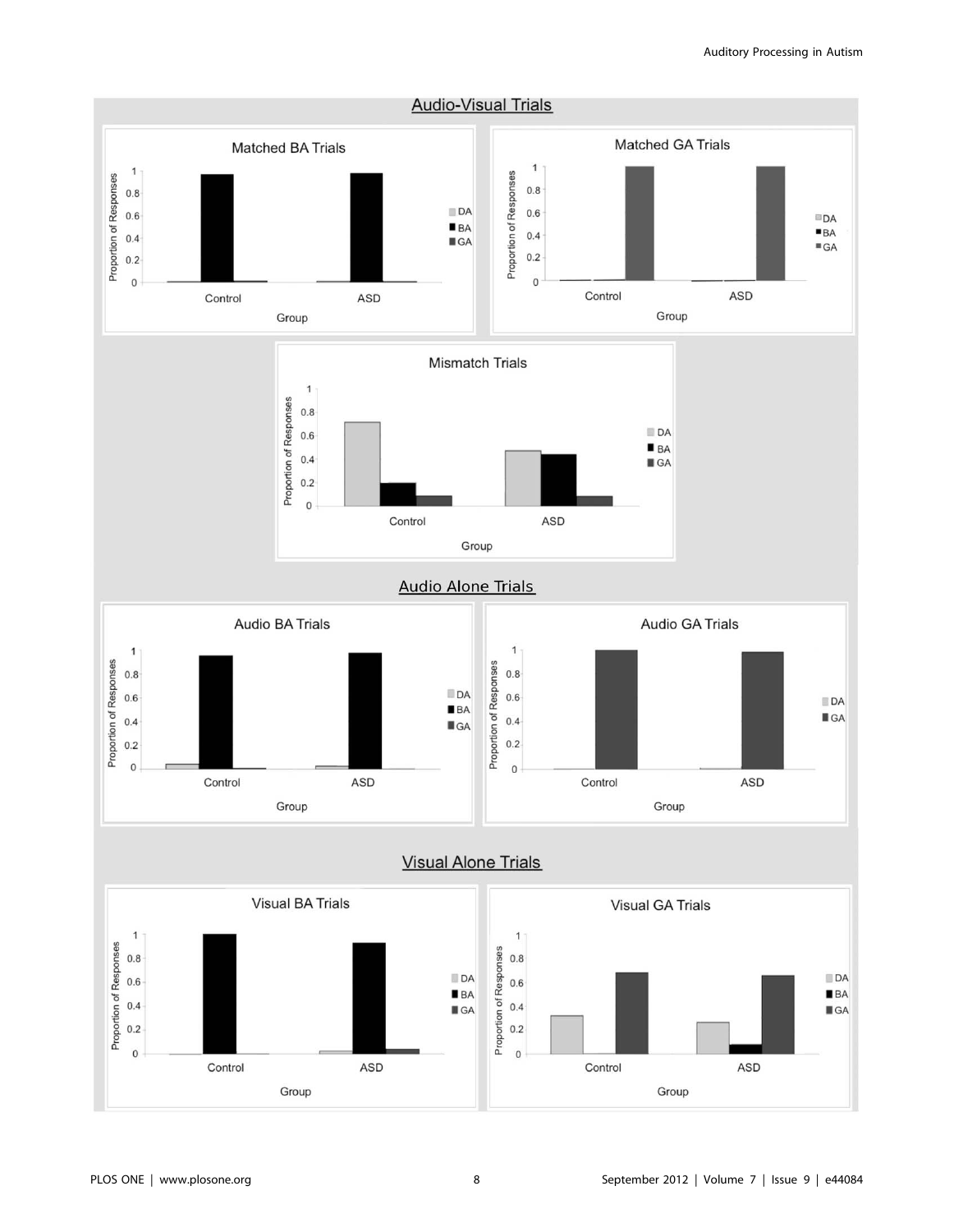## Audio-Visual Trials

### Matched BA Trials

### Matched GA Trials

### Mismatch Trials

## Audio Alone Trials

### Audio BA Trials

### Audio GA Trials

## Visual Alone Trials

### Visual BA Trials

### Visual GA Trials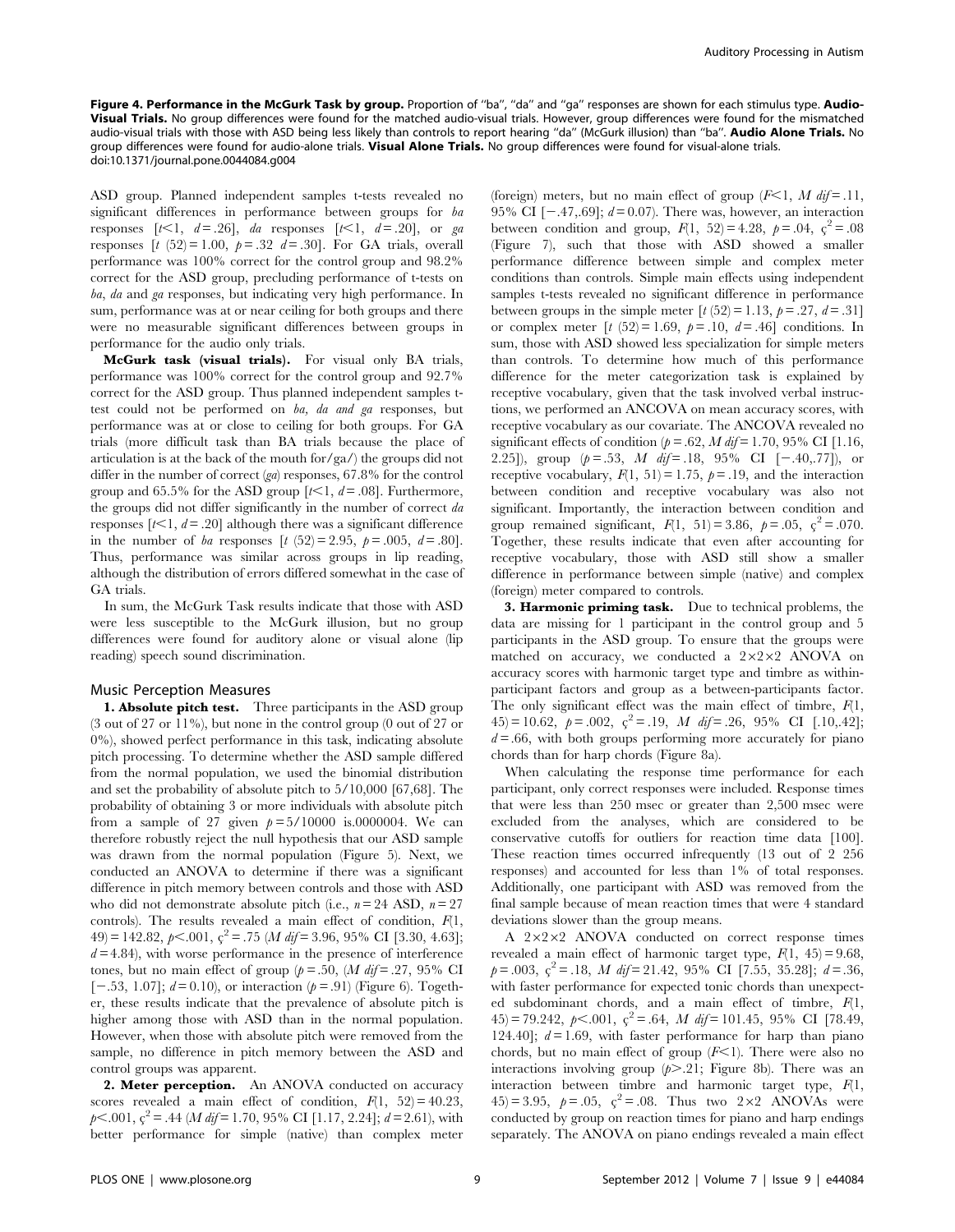**Figure 4. Performance in the McGurk Task by group.** Proportion of "ba", "da" and "ga" responses are shown for each stimulus type. **Audio-Visual Trials.** No group differences were found for the matched audio-visual trials. However, group differences were found for the mismatched audio-visual trials with those with ASD being less likely than controls to report hearing "da" (McGurk illusion) than "ba". **Audio Alone Trials.** No group differences were found for audio-alone trials. **Visual Alone Trials.** No group differences were found for visual-alone trials.
doi:10.1371/journal.pone.0044084.g004

ASD group. Planned independent samples t-tests revealed no significant differences in performance between groups for *ba* responses [$t<1$, $d=.26$], *da* responses [$t<1$, $d=.20$], or *ga* responses [$t\ (52)=1.00$, $p=.32$ $d=.30$]. For GA trials, overall performance was 100% correct for the control group and 98.2% correct for the ASD group, precluding performance of t-tests on *ba*, *da* and *ga* responses, but indicating very high performance. In sum, performance was at or near ceiling for both groups and there were no measurable significant differences between groups in performance for the audio only trials.

**McGurk task (visual trials).** For visual only BA trials, performance was 100% correct for the control group and 92.7% correct for the ASD group. Thus planned independent samples t-test could not be performed on *ba, da and ga* responses, but performance was at or close to ceiling for both groups. For GA trials (more difficult task than BA trials because the place of articulation is at the back of the mouth for/ga/) the groups did not differ in the number of correct (*ga*) responses, 67.8% for the control group and 65.5% for the ASD group [$t<1$, $d=.08$]. Furthermore, the groups did not differ significantly in the number of correct *da* responses [$t<1$, $d=.20$] although there was a significant difference in the number of *ba* responses [$t\ (52)=2.95$, $p=.005$, $d=.80$]. Thus, performance was similar across groups in lip reading, although the distribution of errors differed somewhat in the case of GA trials.

In sum, the McGurk Task results indicate that those with ASD were less susceptible to the McGurk illusion, but no group differences were found for auditory alone or visual alone (lip reading) speech sound discrimination.

## Music Perception Measures

**1. Absolute pitch test.** Three participants in the ASD group (3 out of 27 or 11%), but none in the control group (0 out of 27 or 0%), showed perfect performance in this task, indicating absolute pitch processing. To determine whether the ASD sample differed from the normal population, we used the binomial distribution and set the probability of absolute pitch to 5/10,000 [67,68]. The probability of obtaining 3 or more individuals with absolute pitch from a sample of 27 given $p=5/10000$ is.0000004. We can therefore robustly reject the null hypothesis that our ASD sample was drawn from the normal population (Figure 5). Next, we conducted an ANOVA to determine if there was a significant difference in pitch memory between controls and those with ASD who did not demonstrate absolute pitch (i.e., $n=24$ ASD, $n=27$ controls). The results revealed a main effect of condition, $F(1, 49)=142.82$, $p<.001$, $\varsigma^2=.75$ ($M\ dif=3.96$, 95% CI [3.30, 4.63]; $d=4.84$), with worse performance in the presence of interference tones, but no main effect of group ($p=.50$, ($M\ dif=.27$, 95% CI [−.53, 1.07]; $d=0.10$), or interaction ($p=.91$) (Figure 6). Together, these results indicate that the prevalence of absolute pitch is higher among those with ASD than in the normal population. However, when those with absolute pitch were removed from the sample, no difference in pitch memory between the ASD and control groups was apparent.

**2. Meter perception.** An ANOVA conducted on accuracy scores revealed a main effect of condition, $F(1, 52)=40.23$, $p<.001$, $\varsigma^2=.44$ ($M\ dif=1.70$, 95% CI [1.17, 2.24]; $d=2.61$), with better performance for simple (native) than complex meter (foreign) meters, but no main effect of group ($F<1$, $M\ dif=.11$, 95% CI [−.47,.69]; $d=0.07$). There was, however, an interaction between condition and group, $F(1, 52)=4.28$, $p=.04$, $\varsigma^2=.08$ (Figure 7), such that those with ASD showed a smaller performance difference between simple and complex meter conditions than controls. Simple main effects using independent samples t-tests revealed no significant difference in performance between groups in the simple meter [$t\ (52)=1.13$, $p=.27$, $d=.31$] or complex meter [$t\ (52)=1.69$, $p=.10$, $d=.46$] conditions. In sum, those with ASD showed less specialization for simple meters than controls. To determine how much of this performance difference for the meter categorization task is explained by receptive vocabulary, given that the task involved verbal instructions, we performed an ANCOVA on mean accuracy scores, with receptive vocabulary as our covariate. The ANCOVA revealed no significant effects of condition ($p=.62$, $M\ dif=1.70$, 95% CI [1.16, 2.25]), group ($p=.53$, $M\ dif=.18$, 95% CI [−.40,.77]), or receptive vocabulary, $F(1, 51)=1.75$, $p=.19$, and the interaction between condition and receptive vocabulary was also not significant. Importantly, the interaction between condition and group remained significant, $F(1, 51)=3.86$, $p=.05$, $\varsigma^2=.070$. Together, these results indicate that even after accounting for receptive vocabulary, those with ASD still show a smaller difference in performance between simple (native) and complex (foreign) meter compared to controls.

**3. Harmonic priming task.** Due to technical problems, the data are missing for 1 participant in the control group and 5 participants in the ASD group. To ensure that the groups were matched on accuracy, we conducted a 2×2×2 ANOVA on accuracy scores with harmonic target type and timbre as within-participant factors and group as a between-participants factor. The only significant effect was the main effect of timbre, $F(1, 45)=10.62$, $p=.002$, $\varsigma^2=.19$, $M\ dif=.26$, 95% CI [.10,.42]; $d=.66$, with both groups performing more accurately for piano chords than for harp chords (Figure 8a).

When calculating the response time performance for each participant, only correct responses were included. Response times that were less than 250 msec or greater than 2,500 msec were excluded from the analyses, which are considered to be conservative cutoffs for outliers for reaction time data [100]. These reaction times occurred infrequently (13 out of 2 256 responses) and accounted for less than 1% of total responses. Additionally, one participant with ASD was removed from the final sample because of mean reaction times that were 4 standard deviations slower than the group means.

A 2×2×2 ANOVA conducted on correct response times revealed a main effect of harmonic target type, $F(1, 45)=9.68$, $p=.003$, $\varsigma^2=.18$, $M\ dif=21.42$, 95% CI [7.55, 35.28]; $d=.36$, with faster performance for expected tonic chords than unexpected subdominant chords, and a main effect of timbre, $F(1, 45)=79.242$, $p<.001$, $\varsigma^2=.64$, $M\ dif=101.45$, 95% CI [78.49, 124.40]; $d=1.69$, with faster performance for harp than piano chords, but no main effect of group ($F<1$). There were also no interactions involving group ($p>.21$; Figure 8b). There was an interaction between timbre and harmonic target type, $F(1, 45)=3.95$, $p=.05$, $\varsigma^2=.08$. Thus two 2×2 ANOVAs were conducted by group on reaction times for piano and harp endings separately. The ANOVA on piano endings revealed a main effect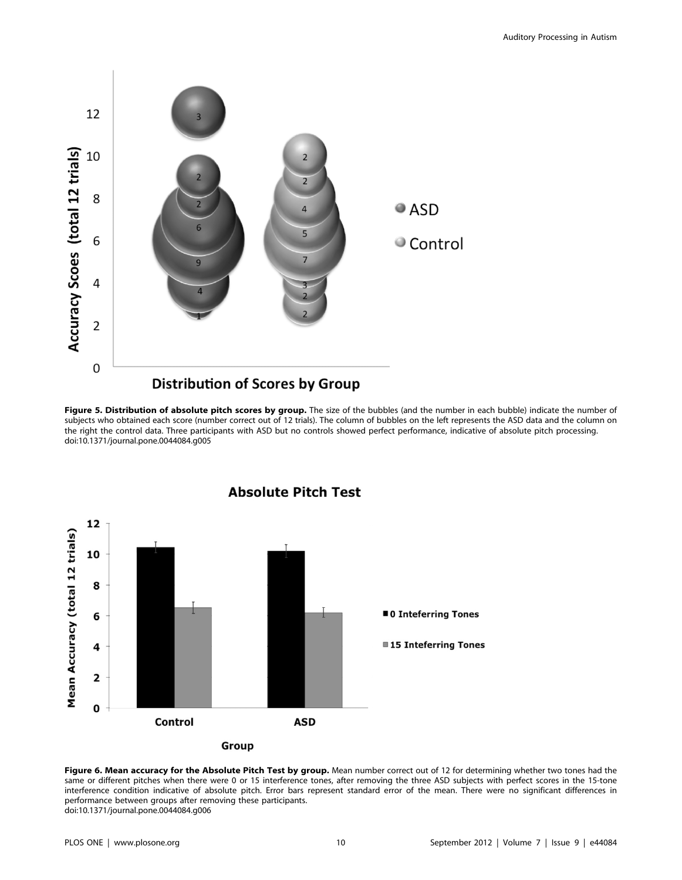**Figure 5. Distribution of absolute pitch scores by group.** The size of the bubbles (and the number in each bubble) indicate the number of subjects who obtained each score (number correct out of 12 trials). The column of bubbles on the left represents the ASD data and the column on the right the control data. Three participants with ASD but no controls showed perfect performance, indicative of absolute pitch processing.
doi:10.1371/journal.pone.0044084.g005

**Figure 6. Mean accuracy for the Absolute Pitch Test by group.** Mean number correct out of 12 for determining whether two tones had the same or different pitches when there were 0 or 15 interference tones, after removing the three ASD subjects with perfect scores in the 15-tone interference condition indicative of absolute pitch. Error bars represent standard error of the mean. There were no significant differences in performance between groups after removing these participants.
doi:10.1371/journal.pone.0044084.g006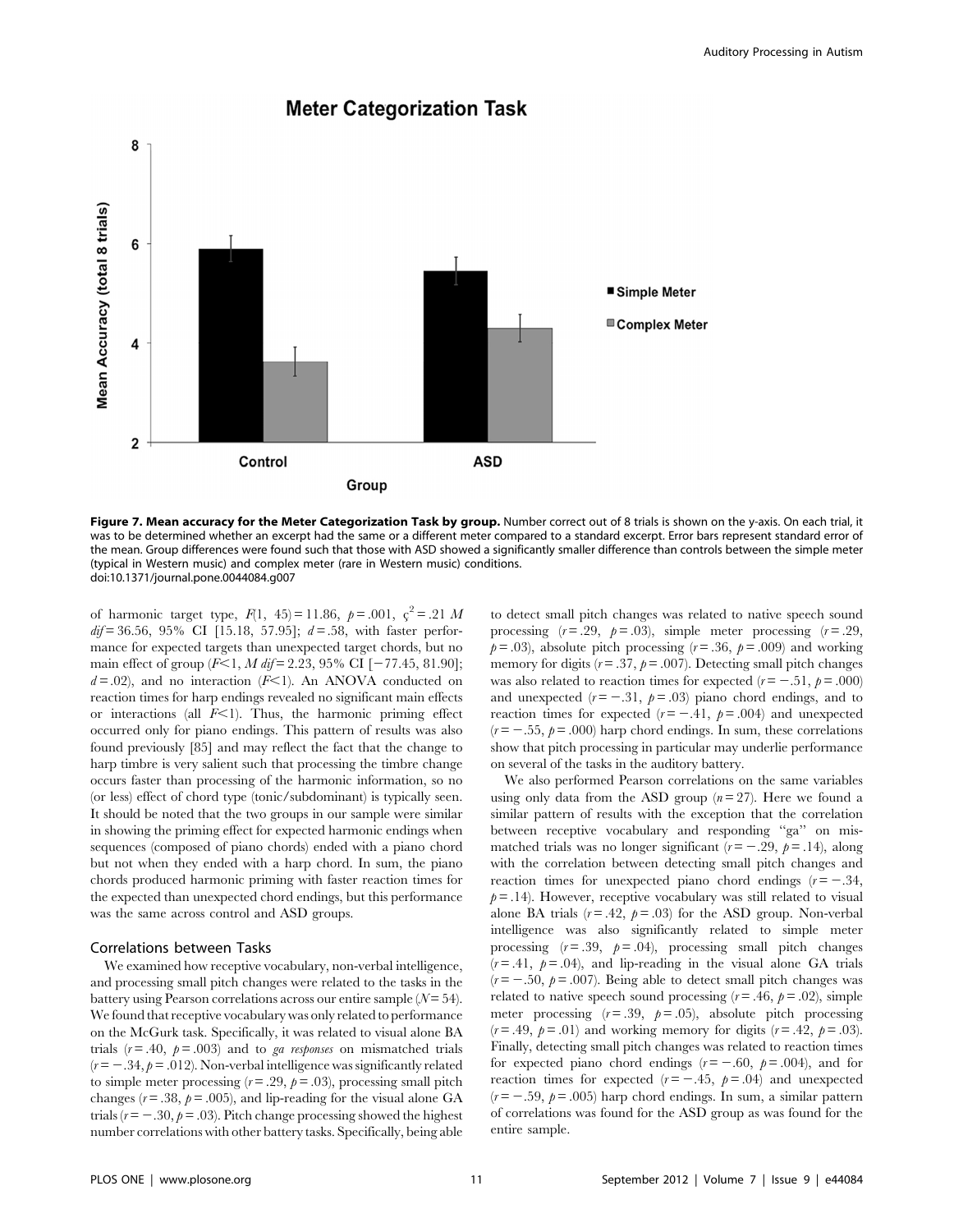**Figure 7. Mean accuracy for the Meter Categorization Task by group.** Number correct out of 8 trials is shown on the y-axis. On each trial, it was to be determined whether an excerpt had the same or a different meter compared to a standard excerpt. Error bars represent standard error of the mean. Group differences were found such that those with ASD showed a significantly smaller difference than controls between the simple meter (typical in Western music) and complex meter (rare in Western music) conditions.
doi:10.1371/journal.pone.0044084.g007

of harmonic target type, $F(1, 45) = 11.86$, $p = .001$, $\varsigma^2 = .21$ $M$ $dif = 36.56$, 95% CI [15.18, 57.95]; $d = .58$, with faster performance for expected targets than unexpected target chords, but no main effect of group ($F < 1$, $M$ $dif = 2.23$, 95% CI [−77.45, 81.90]; $d = .02$), and no interaction ($F < 1$). An ANOVA conducted on reaction times for harp endings revealed no significant main effects or interactions (all $F < 1$). Thus, the harmonic priming effect occurred only for piano endings. This pattern of results was also found previously [85] and may reflect the fact that the change to harp timbre is very salient such that processing the timbre change occurs faster than processing of the harmonic information, so no (or less) effect of chord type (tonic/subdominant) is typically seen. It should be noted that the two groups in our sample were similar in showing the priming effect for expected harmonic endings when sequences (composed of piano chords) ended with a piano chord but not when they ended with a harp chord. In sum, the piano chords produced harmonic priming with faster reaction times for the expected than unexpected chord endings, but this performance was the same across control and ASD groups.

## Correlations between Tasks

We examined how receptive vocabulary, non-verbal intelligence, and processing small pitch changes were related to the tasks in the battery using Pearson correlations across our entire sample ($N = 54$). We found that receptive vocabulary was only related to performance on the McGurk task. Specifically, it was related to visual alone BA trials ($r = .40$, $p = .003$) and to *ga responses* on mismatched trials ($r = -.34$, $p = .012$). Non-verbal intelligence was significantly related to simple meter processing ($r = .29$, $p = .03$), processing small pitch changes ($r = .38$, $p = .005$), and lip-reading for the visual alone GA trials ($r = -.30$, $p = .03$). Pitch change processing showed the highest number correlations with other battery tasks. Specifically, being able to detect small pitch changes was related to native speech sound processing ($r = .29$, $p = .03$), simple meter processing ($r = .29$, $p = .03$), absolute pitch processing ($r = .36$, $p = .009$) and working memory for digits ($r = .37$, $p = .007$). Detecting small pitch changes was also related to reaction times for expected ($r = -.51$, $p = .000$) and unexpected ($r = -.31$, $p = .03$) piano chord endings, and to reaction times for expected ($r = -.41$, $p = .004$) and unexpected ($r = -.55$, $p = .000$) harp chord endings. In sum, these correlations show that pitch processing in particular may underlie performance on several of the tasks in the auditory battery.

We also performed Pearson correlations on the same variables using only data from the ASD group ($n = 27$). Here we found a similar pattern of results with the exception that the correlation between receptive vocabulary and responding "ga" on mismatched trials was no longer significant ($r = -.29$, $p = .14$), along with the correlation between detecting small pitch changes and reaction times for unexpected piano chord endings ($r = -.34$, $p = .14$). However, receptive vocabulary was still related to visual alone BA trials ($r = .42$, $p = .03$) for the ASD group. Non-verbal intelligence was also significantly related to simple meter processing ($r = .39$, $p = .04$), processing small pitch changes ($r = .41$, $p = .04$), and lip-reading in the visual alone GA trials ($r = -.50$, $p = .007$). Being able to detect small pitch changes was related to native speech sound processing ($r = .46$, $p = .02$), simple meter processing ($r = .39$, $p = .05$), absolute pitch processing ($r = .49$, $p = .01$) and working memory for digits ($r = .42$, $p = .03$). Finally, detecting small pitch changes was related to reaction times for expected piano chord endings ($r = -.60$, $p = .004$), and for reaction times for expected ($r = -.45$, $p = .04$) and unexpected ($r = -.59$, $p = .005$) harp chord endings. In sum, a similar pattern of correlations was found for the ASD group as was found for the entire sample.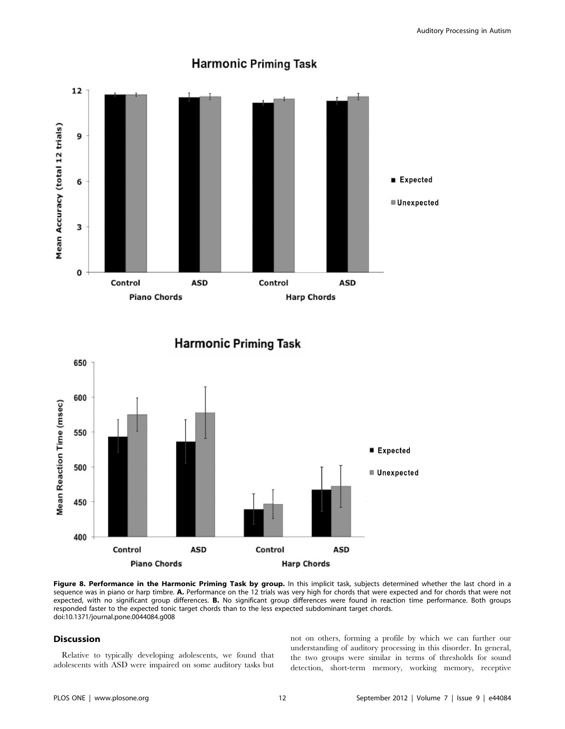**Figure 8. Performance in the Harmonic Priming Task by group.** In this implicit task, subjects determined whether the last chord in a sequence was in piano or harp timbre. **A.** Performance on the 12 trials was very high for chords that were expected and for chords that were not expected, with no significant group differences. **B.** No significant group differences were found in reaction time performance. Both groups responded faster to the expected tonic target chords than to the less expected subdominant target chords.
doi:10.1371/journal.pone.0044084.g008

## Discussion

Relative to typically developing adolescents, we found that adolescents with ASD were impaired on some auditory tasks but not on others, forming a profile by which we can further our understanding of auditory processing in this disorder. In general, the two groups were similar in terms of thresholds for sound detection, short-term memory, working memory, receptive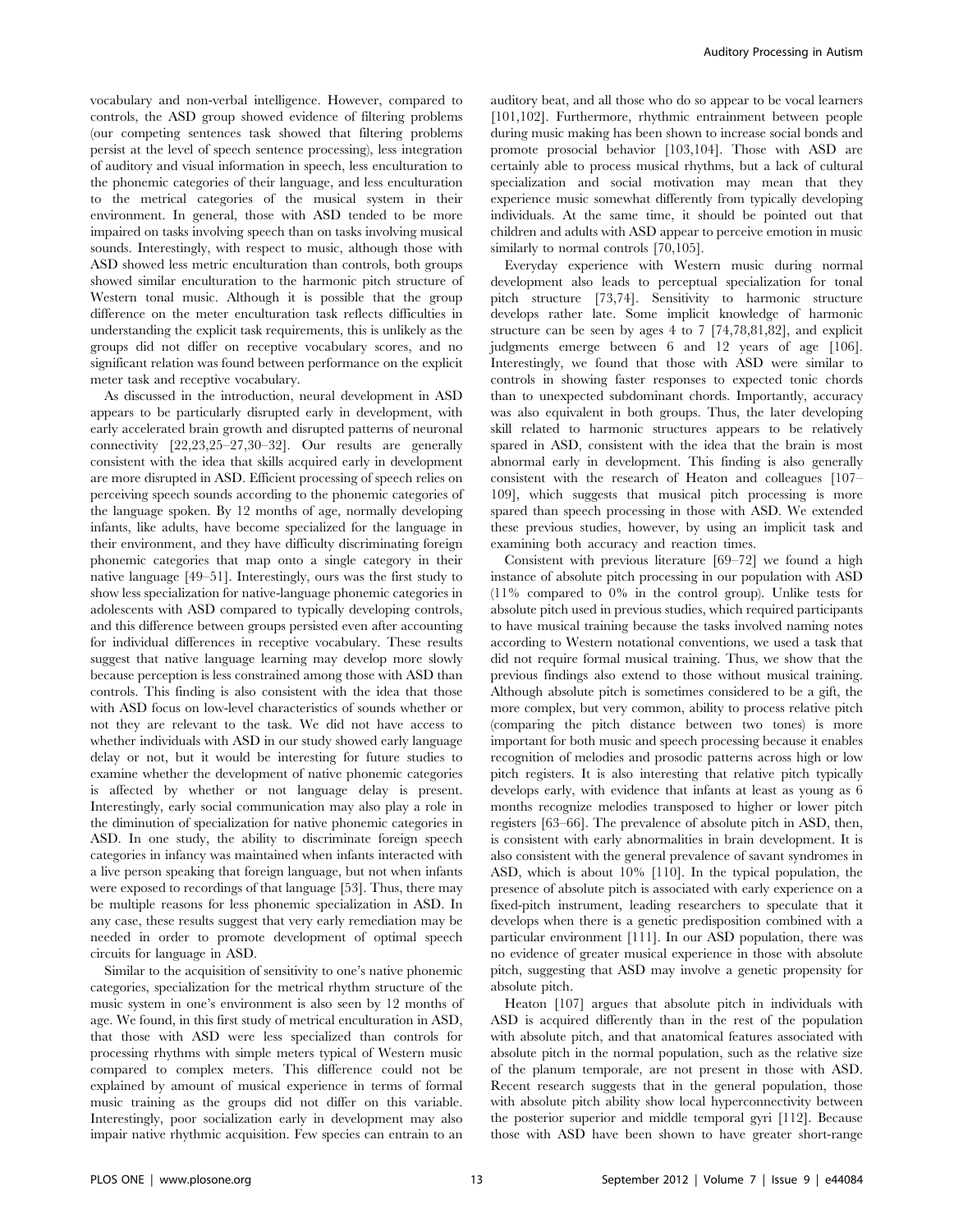vocabulary and non-verbal intelligence. However, compared to controls, the ASD group showed evidence of filtering problems (our competing sentences task showed that filtering problems persist at the level of speech sentence processing), less integration of auditory and visual information in speech, less enculturation to the phonemic categories of their language, and less enculturation to the metrical categories of the musical system in their environment. In general, those with ASD tended to be more impaired on tasks involving speech than on tasks involving musical sounds. Interestingly, with respect to music, although those with ASD showed less metric enculturation than controls, both groups showed similar enculturation to the harmonic pitch structure of Western tonal music. Although it is possible that the group difference on the meter enculturation task reflects difficulties in understanding the explicit task requirements, this is unlikely as the groups did not differ on receptive vocabulary scores, and no significant relation was found between performance on the explicit meter task and receptive vocabulary.

As discussed in the introduction, neural development in ASD appears to be particularly disrupted early in development, with early accelerated brain growth and disrupted patterns of neuronal connectivity [22,23,25–27,30–32]. Our results are generally consistent with the idea that skills acquired early in development are more disrupted in ASD. Efficient processing of speech relies on perceiving speech sounds according to the phonemic categories of the language spoken. By 12 months of age, normally developing infants, like adults, have become specialized for the language in their environment, and they have difficulty discriminating foreign phonemic categories that map onto a single category in their native language [49–51]. Interestingly, ours was the first study to show less specialization for native-language phonemic categories in adolescents with ASD compared to typically developing controls, and this difference between groups persisted even after accounting for individual differences in receptive vocabulary. These results suggest that native language learning may develop more slowly because perception is less constrained among those with ASD than controls. This finding is also consistent with the idea that those with ASD focus on low-level characteristics of sounds whether or not they are relevant to the task. We did not have access to whether individuals with ASD in our study showed early language delay or not, but it would be interesting for future studies to examine whether the development of native phonemic categories is affected by whether or not language delay is present. Interestingly, early social communication may also play a role in the diminution of specialization for native phonemic categories in ASD. In one study, the ability to discriminate foreign speech categories in infancy was maintained when infants interacted with a live person speaking that foreign language, but not when infants were exposed to recordings of that language [53]. Thus, there may be multiple reasons for less phonemic specialization in ASD. In any case, these results suggest that very early remediation may be needed in order to promote development of optimal speech circuits for language in ASD.

Similar to the acquisition of sensitivity to one's native phonemic categories, specialization for the metrical rhythm structure of the music system in one's environment is also seen by 12 months of age. We found, in this first study of metrical enculturation in ASD, that those with ASD were less specialized than controls for processing rhythms with simple meters typical of Western music compared to complex meters. This difference could not be explained by amount of musical experience in terms of formal music training as the groups did not differ on this variable. Interestingly, poor socialization early in development may also impair native rhythmic acquisition. Few species can entrain to an auditory beat, and all those who do so appear to be vocal learners [101,102]. Furthermore, rhythmic entrainment between people during music making has been shown to increase social bonds and promote prosocial behavior [103,104]. Those with ASD are certainly able to process musical rhythms, but a lack of cultural specialization and social motivation may mean that they experience music somewhat differently from typically developing individuals. At the same time, it should be pointed out that children and adults with ASD appear to perceive emotion in music similarly to normal controls [70,105].

Everyday experience with Western music during normal development also leads to perceptual specialization for tonal pitch structure [73,74]. Sensitivity to harmonic structure develops rather late. Some implicit knowledge of harmonic structure can be seen by ages 4 to 7 [74,78,81,82], and explicit judgments emerge between 6 and 12 years of age [106]. Interestingly, we found that those with ASD were similar to controls in showing faster responses to expected tonic chords than to unexpected subdominant chords. Importantly, accuracy was also equivalent in both groups. Thus, the later developing skill related to harmonic structures appears to be relatively spared in ASD, consistent with the idea that the brain is most abnormal early in development. This finding is also generally consistent with the research of Heaton and colleagues [107–109], which suggests that musical pitch processing is more spared than speech processing in those with ASD. We extended these previous studies, however, by using an implicit task and examining both accuracy and reaction times.

Consistent with previous literature [69–72] we found a high instance of absolute pitch processing in our population with ASD (11% compared to 0% in the control group). Unlike tests for absolute pitch used in previous studies, which required participants to have musical training because the tasks involved naming notes according to Western notational conventions, we used a task that did not require formal musical training. Thus, we show that the previous findings also extend to those without musical training. Although absolute pitch is sometimes considered to be a gift, the more complex, but very common, ability to process relative pitch (comparing the pitch distance between two tones) is more important for both music and speech processing because it enables recognition of melodies and prosodic patterns across high or low pitch registers. It is also interesting that relative pitch typically develops early, with evidence that infants at least as young as 6 months recognize melodies transposed to higher or lower pitch registers [63–66]. The prevalence of absolute pitch in ASD, then, is consistent with early abnormalities in brain development. It is also consistent with the general prevalence of savant syndromes in ASD, which is about 10% [110]. In the typical population, the presence of absolute pitch is associated with early experience on a fixed-pitch instrument, leading researchers to speculate that it develops when there is a genetic predisposition combined with a particular environment [111]. In our ASD population, there was no evidence of greater musical experience in those with absolute pitch, suggesting that ASD may involve a genetic propensity for absolute pitch.

Heaton [107] argues that absolute pitch in individuals with ASD is acquired differently than in the rest of the population with absolute pitch, and that anatomical features associated with absolute pitch in the normal population, such as the relative size of the planum temporale, are not present in those with ASD. Recent research suggests that in the general population, those with absolute pitch ability show local hyperconnectivity between the posterior superior and middle temporal gyri [112]. Because those with ASD have been shown to have greater short-range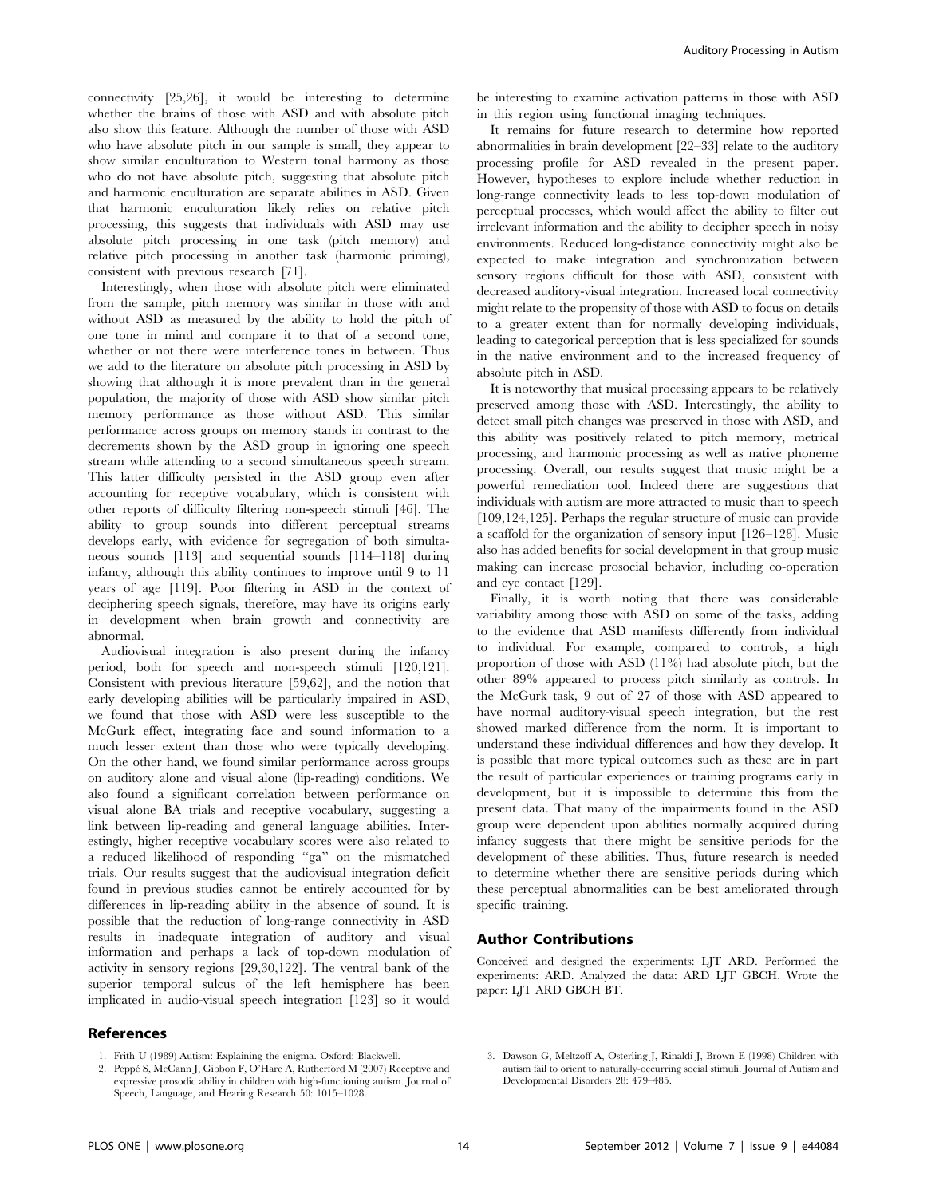connectivity [25,26], it would be interesting to determine whether the brains of those with ASD and with absolute pitch also show this feature. Although the number of those with ASD who have absolute pitch in our sample is small, they appear to show similar enculturation to Western tonal harmony as those who do not have absolute pitch, suggesting that absolute pitch and harmonic enculturation are separate abilities in ASD. Given that harmonic enculturation likely relies on relative pitch processing, this suggests that individuals with ASD may use absolute pitch processing in one task (pitch memory) and relative pitch processing in another task (harmonic priming), consistent with previous research [71].

Interestingly, when those with absolute pitch were eliminated from the sample, pitch memory was similar in those with and without ASD as measured by the ability to hold the pitch of one tone in mind and compare it to that of a second tone, whether or not there were interference tones in between. Thus we add to the literature on absolute pitch processing in ASD by showing that although it is more prevalent than in the general population, the majority of those with ASD show similar pitch memory performance as those without ASD. This similar performance across groups on memory stands in contrast to the decrements shown by the ASD group in ignoring one speech stream while attending to a second simultaneous speech stream. This latter difficulty persisted in the ASD group even after accounting for receptive vocabulary, which is consistent with other reports of difficulty filtering non-speech stimuli [46]. The ability to group sounds into different perceptual streams develops early, with evidence for segregation of both simultaneous sounds [113] and sequential sounds [114–118] during infancy, although this ability continues to improve until 9 to 11 years of age [119]. Poor filtering in ASD in the context of deciphering speech signals, therefore, may have its origins early in development when brain growth and connectivity are abnormal.

Audiovisual integration is also present during the infancy period, both for speech and non-speech stimuli [120,121]. Consistent with previous literature [59,62], and the notion that early developing abilities will be particularly impaired in ASD, we found that those with ASD were less susceptible to the McGurk effect, integrating face and sound information to a much lesser extent than those who were typically developing. On the other hand, we found similar performance across groups on auditory alone and visual alone (lip-reading) conditions. We also found a significant correlation between performance on visual alone BA trials and receptive vocabulary, suggesting a link between lip-reading and general language abilities. Interestingly, higher receptive vocabulary scores were also related to a reduced likelihood of responding "ga" on the mismatched trials. Our results suggest that the audiovisual integration deficit found in previous studies cannot be entirely accounted for by differences in lip-reading ability in the absence of sound. It is possible that the reduction of long-range connectivity in ASD results in inadequate integration of auditory and visual information and perhaps a lack of top-down modulation of activity in sensory regions [29,30,122]. The ventral bank of the superior temporal sulcus of the left hemisphere has been implicated in audio-visual speech integration [123] so it would be interesting to examine activation patterns in those with ASD in this region using functional imaging techniques.

It remains for future research to determine how reported abnormalities in brain development [22–33] relate to the auditory processing profile for ASD revealed in the present paper. However, hypotheses to explore include whether reduction in long-range connectivity leads to less top-down modulation of perceptual processes, which would affect the ability to filter out irrelevant information and the ability to decipher speech in noisy environments. Reduced long-distance connectivity might also be expected to make integration and synchronization between sensory regions difficult for those with ASD, consistent with decreased auditory-visual integration. Increased local connectivity might relate to the propensity of those with ASD to focus on details to a greater extent than for normally developing individuals, leading to categorical perception that is less specialized for sounds in the native environment and to the increased frequency of absolute pitch in ASD.

It is noteworthy that musical processing appears to be relatively preserved among those with ASD. Interestingly, the ability to detect small pitch changes was preserved in those with ASD, and this ability was positively related to pitch memory, metrical processing, and harmonic processing as well as native phoneme processing. Overall, our results suggest that music might be a powerful remediation tool. Indeed there are suggestions that individuals with autism are more attracted to music than to speech [109,124,125]. Perhaps the regular structure of music can provide a scaffold for the organization of sensory input [126–128]. Music also has added benefits for social development in that group music making can increase prosocial behavior, including co-operation and eye contact [129].

Finally, it is worth noting that there was considerable variability among those with ASD on some of the tasks, adding to the evidence that ASD manifests differently from individual to individual. For example, compared to controls, a high proportion of those with ASD (11%) had absolute pitch, but the other 89% appeared to process pitch similarly as controls. In the McGurk task, 9 out of 27 of those with ASD appeared to have normal auditory-visual speech integration, but the rest showed marked difference from the norm. It is important to understand these individual differences and how they develop. It is possible that more typical outcomes such as these are in part the result of particular experiences or training programs early in development, but it is impossible to determine this from the present data. That many of the impairments found in the ASD group were dependent upon abilities normally acquired during infancy suggests that there might be sensitive periods for the development of these abilities. Thus, future research is needed to determine whether there are sensitive periods during which these perceptual abnormalities can be best ameliorated through specific training.

## Author Contributions

Conceived and designed the experiments: LJT ARD. Performed the experiments: ARD. Analyzed the data: ARD LJT GBCH. Wrote the paper: LJT ARD GBCH BT.

## References

1. Frith U (1989) Autism: Explaining the enigma. Oxford: Blackwell.
2. Peppé S, McCann J, Gibbon F, O'Hare A, Rutherford M (2007) Receptive and expressive prosodic ability in children with high-functioning autism. Journal of Speech, Language, and Hearing Research 50: 1015–1028.
3. Dawson G, Meltzoff A, Osterling J, Rinaldi J, Brown E (1998) Children with autism fail to orient to naturally-occurring social stimuli. Journal of Autism and Developmental Disorders 28: 479–485.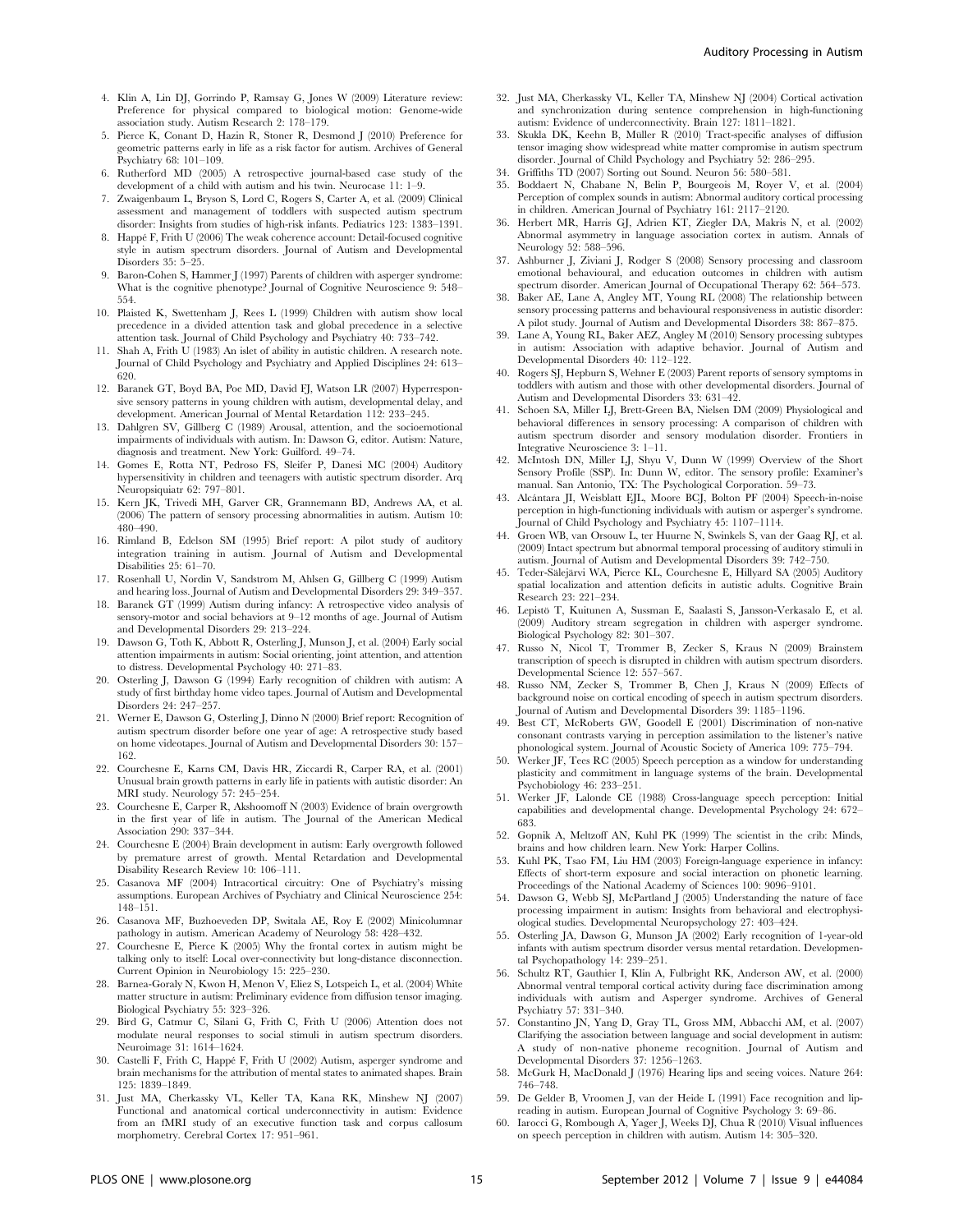4. Klin A, Lin DJ, Gorrindo P, Ramsay G, Jones W (2009) Literature review: Preference for physical compared to biological motion: Genome-wide association study. Autism Research 2: 178–179.
5. Pierce K, Conant D, Hazin R, Stoner R, Desmond J (2010) Preference for geometric patterns early in life as a risk factor for autism. Archives of General Psychiatry 68: 101–109.
6. Rutherford MD (2005) A retrospective journal-based case study of the development of a child with autism and his twin. Neurocase 11: 1–9.
7. Zwaigenbaum L, Bryson S, Lord C, Rogers S, Carter A, et al. (2009) Clinical assessment and management of toddlers with suspected autism spectrum disorder: Insights from studies of high-risk infants. Pediatrics 123: 1383–1391.
8. Happé F, Frith U (2006) The weak coherence account: Detail-focused cognitive style in autism spectrum disorders. Journal of Autism and Developmental Disorders 35: 5–25.
9. Baron-Cohen S, Hammer J (1997) Parents of children with asperger syndrome: What is the cognitive phenotype? Journal of Cognitive Neuroscience 9: 548–554.
10. Plaisted K, Swettenham J, Rees L (1999) Children with autism show local precedence in a divided attention task and global precedence in a selective attention task. Journal of Child Psychology and Psychiatry 40: 733–742.
11. Shah A, Frith U (1983) An islet of ability in autistic children. A research note. Journal of Child Psychology and Psychiatry and Applied Disciplines 24: 613–620.
12. Baranek GT, Boyd BA, Poe MD, David FJ, Watson LR (2007) Hyperresponsive sensory patterns in young children with autism, developmental delay, and development. American Journal of Mental Retardation 112: 233–245.
13. Dahlgren SV, Gillberg C (1989) Arousal, attention, and the socioemotional impairments of individuals with autism. In: Dawson G, editor. Autism: Nature, diagnosis and treatment. New York: Guilford. 49–74.
14. Gomes E, Rotta NT, Pedroso FS, Sleifer P, Danesi MC (2004) Auditory hypersensitivity in children and teenagers with autistic spectrum disorder. Arq Neuropsiquiatr 62: 797–801.
15. Kern JK, Trivedi MH, Garver CR, Grannemann BD, Andrews AA, et al. (2006) The pattern of sensory processing abnormalities in autism. Autism 10: 480–490.
16. Rimland B, Edelson SM (1995) Brief report: A pilot study of auditory integration training in autism. Journal of Autism and Developmental Disabilities 25: 61–70.
17. Rosenhall U, Nordin V, Sandstrom M, Ahlsen G, Gillberg C (1999) Autism and hearing loss. Journal of Autism and Developmental Disorders 29: 349–357.
18. Baranek GT (1999) Autism during infancy: A retrospective video analysis of sensory-motor and social behaviors at 9–12 months of age. Journal of Autism and Developmental Disorders 29: 213–224.
19. Dawson G, Toth K, Abbott R, Osterling J, Munson J, et al. (2004) Early social attention impairments in autism: Social orienting, joint attention, and attention to distress. Developmental Psychology 40: 271–83.
20. Osterling J, Dawson G (1994) Early recognition of children with autism: A study of first birthday home video tapes. Journal of Autism and Developmental Disorders 24: 247–257.
21. Werner E, Dawson G, Osterling J, Dinno N (2000) Brief report: Recognition of autism spectrum disorder before one year of age: A retrospective study based on home videotapes. Journal of Autism and Developmental Disorders 30: 157–162.
22. Courchesne E, Karns CM, Davis HR, Ziccardi R, Carper RA, et al. (2001) Unusual brain growth patterns in early life in patients with autistic disorder: An MRI study. Neurology 57: 245–254.
23. Courchesne E, Carper R, Akshoomoff N (2003) Evidence of brain overgrowth in the first year of life in autism. The Journal of the American Medical Association 290: 337–344.
24. Courchesne E (2004) Brain development in autism: Early overgrowth followed by premature arrest of growth. Mental Retardation and Developmental Disability Research Review 10: 106–111.
25. Casanova MF (2004) Intracortical circuitry: One of Psychiatry's missing assumptions. European Archives of Psychiatry and Clinical Neuroscience 254: 148–151.
26. Casanova MF, Buzhoeveden DP, Switala AE, Roy E (2002) Minicolumnar pathology in autism. American Academy of Neurology 58: 428–432.
27. Courchesne E, Pierce K (2005) Why the frontal cortex in autism might be talking only to itself: Local over-connectivity but long-distance disconnection. Current Opinion in Neurobiology 15: 225–230.
28. Barnea-Goraly N, Kwon H, Menon V, Eliez S, Lotspeich L, et al. (2004) White matter structure in autism: Preliminary evidence from diffusion tensor imaging. Biological Psychiatry 55: 323–326.
29. Bird G, Catmur C, Silani G, Frith C, Frith U (2006) Attention does not modulate neural responses to social stimuli in autism spectrum disorders. Neuroimage 31: 1614–1624.
30. Castelli F, Frith C, Happé F, Frith U (2002) Autism, asperger syndrome and brain mechanisms for the attribution of mental states to animated shapes. Brain 125: 1839–1849.
31. Just MA, Cherkassky VL, Keller TA, Kana RK, Minshew NJ (2007) Functional and anatomical cortical underconnectivity in autism: Evidence from an fMRI study of an executive function task and corpus callosum morphometry. Cerebral Cortex 17: 951–961.
32. Just MA, Cherkassky VL, Keller TA, Minshew NJ (2004) Cortical activation and synchronization during sentence comprehension in high-functioning autism: Evidence of underconnectivity. Brain 127: 1811–1821.
33. Skukla DK, Keehn B, Müller R (2010) Tract-specific analyses of diffusion tensor imaging show widespread white matter compromise in autism spectrum disorder. Journal of Child Psychology and Psychiatry 52: 286–295.
34. Griffiths TD (2007) Sorting out Sound. Neuron 56: 580–581.
35. Boddaert N, Chabane N, Belin P, Bourgeois M, Royer V, et al. (2004) Perception of complex sounds in autism: Abnormal auditory cortical processing in children. American Journal of Psychiatry 161: 2117–2120.
36. Herbert MR, Harris GJ, Adrien KT, Ziegler DA, Makris N, et al. (2002) Abnormal asymmetry in language association cortex in autism. Annals of Neurology 52: 588–596.
37. Ashburner J, Ziviani J, Rodger S (2008) Sensory processing and classroom emotional behavioural, and education outcomes in children with autism spectrum disorder. American Journal of Occupational Therapy 62: 564–573.
38. Baker AE, Lane A, Angley MT, Young RL (2008) The relationship between sensory processing patterns and behavioural responsiveness in autistic disorder: A pilot study. Journal of Autism and Developmental Disorders 38: 867–875.
39. Lane A, Young RL, Baker AEZ, Angley M (2010) Sensory processing subtypes in autism: Association with adaptive behavior. Journal of Autism and Developmental Disorders 40: 112–122.
40. Rogers SJ, Hepburn S, Wehner E (2003) Parent reports of sensory symptoms in toddlers with autism and those with other developmental disorders. Journal of Autism and Developmental Disorders 33: 631–42.
41. Schoen SA, Miller LJ, Brett-Green BA, Nielsen DM (2009) Physiological and behavioral differences in sensory processing: A comparison of children with autism spectrum disorder and sensory modulation disorder. Frontiers in Integrative Neuroscience 3: 1–11.
42. McIntosh DN, Miller LJ, Shyu V, Dunn W (1999) Overview of the Short Sensory Profile (SSP). In: Dunn W, editor. The sensory profile: Examiner's manual. San Antonio, TX: The Psychological Corporation. 59–73.
43. Alcántara JI, Weisblatt EJL, Moore BCJ, Bolton PF (2004) Speech-in-noise perception in high-functioning individuals with autism or asperger's syndrome. Journal of Child Psychology and Psychiatry 45: 1107–1114.
44. Groen WB, van Orsouw L, ter Huurne N, Swinkels S, van der Gaag RJ, et al. (2009) Intact spectrum but abnormal temporal processing of auditory stimuli in autism. Journal of Autism and Developmental Disorders 39: 742–750.
45. Teder-Sälejärvi WA, Pierce KL, Courchesne E, Hillyard SA (2005) Auditory spatial localization and attention deficits in autistic adults. Cognitive Brain Research 23: 221–234.
46. Lepistö T, Kuitunen A, Sussman E, Saalasti S, Jansson-Verkasalo E, et al. (2009) Auditory stream segregation in children with asperger syndrome. Biological Psychology 82: 301–307.
47. Russo N, Nicol T, Trommer B, Zecker S, Kraus N (2009) Brainstem transcription of speech is disrupted in children with autism spectrum disorders. Developmental Science 12: 557–567.
48. Russo NM, Zecker S, Trommer B, Chen J, Kraus N (2009) Effects of background noise on cortical encoding of speech in autism spectrum disorders. Journal of Autism and Developmental Disorders 39: 1185–1196.
49. Best CT, McRoberts GW, Goodell E (2001) Discrimination of non-native consonant contrasts varying in perception assimilation to the listener's native phonological system. Journal of Acoustic Society of America 109: 775–794.
50. Werker JF, Tees RC (2005) Speech perception as a window for understanding plasticity and commitment in language systems of the brain. Developmental Psychobiology 46: 233–251.
51. Werker JF, Lalonde CE (1988) Cross-language speech perception: Initial capabilities and developmental change. Developmental Psychology 24: 672–683.
52. Gopnik A, Meltzoff AN, Kuhl PK (1999) The scientist in the crib: Minds, brains and how children learn. New York: Harper Collins.
53. Kuhl PK, Tsao FM, Liu HM (2003) Foreign-language experience in infancy: Effects of short-term exposure and social interaction on phonetic learning. Proceedings of the National Academy of Sciences 100: 9096–9101.
54. Dawson G, Webb SJ, McPartland J (2005) Understanding the nature of face processing impairment in autism: Insights from behavioral and electrophysiological studies. Developmental Neuropsychology 27: 403–424.
55. Osterling JA, Dawson G, Munson JA (2002) Early recognition of 1-year-old infants with autism spectrum disorder versus mental retardation. Developmental Psychopathology 14: 239–251.
56. Schultz RT, Gauthier I, Klin A, Fulbright RK, Anderson AW, et al. (2000) Abnormal ventral temporal cortical activity during face discrimination among individuals with autism and Asperger syndrome. Archives of General Psychiatry 57: 331–340.
57. Constantino JN, Yang D, Gray TL, Gross MM, Abbacchi AM, et al. (2007) Clarifying the association between language and social development in autism: A study of non-native phoneme recognition. Journal of Autism and Developmental Disorders 37: 1256–1263.
58. McGurk H, MacDonald J (1976) Hearing lips and seeing voices. Nature 264: 746–748.
59. De Gelder B, Vroomen J, van der Heide L (1991) Face recognition and lip-reading in autism. European Journal of Cognitive Psychology 3: 69–86.
60. Iarocci G, Rombough A, Yager J, Weeks DJ, Chua R (2010) Visual influences on speech perception in children with autism. Autism 14: 305–320.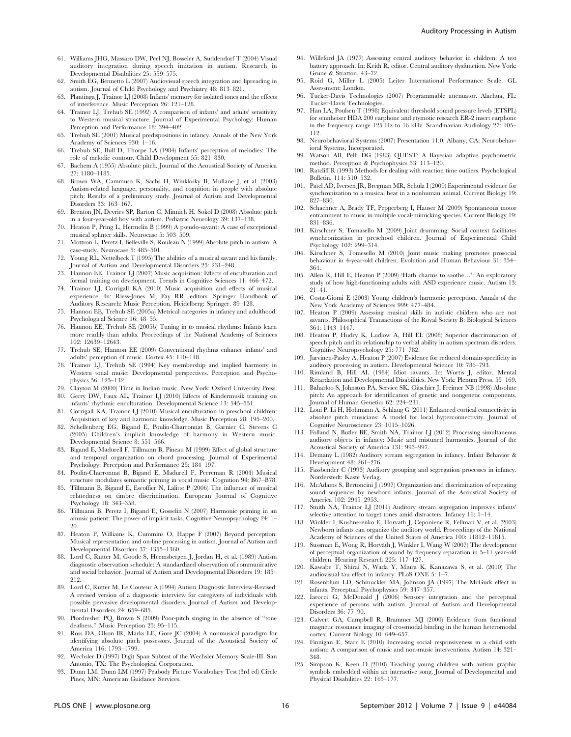61. Williams JHG, Massaro DW, Peel NJ, Bosseler A, Suddendorf T (2004) Visual auditory integration during speech imitation in autism. Research in Developmental Disabilities 25: 559–575.
62. Smith EG, Bennetto L (2007) Audiovisual speech integration and lipreading in autism. Journal of Child Psychology and Psychiatry 48: 813–821.
63. Plantinga J, Trainor LJ (2008) Infants' memory for isolated tones and the effects of interference. Music Perception 26: 121–128.
64. Trainor LJ, Trehub SE (1992) A comparison of infants' and adults' sensitivity to Western musical structure. Journal of Experimental Psychology: Human Perception and Performance 18: 394–402.
65. Trehub SE (2001) Musical predispositions in infancy. Annals of the New York Academy of Sciences 930: 1–16.
66. Trehub SE, Bull D, Thorpe LA (1984) Infants' perception of melodies: The role of melodic contour. Child Development 55: 821–830.
67. Bachem A (1955) Absolute pitch. Journal of the Acoustical Society of America 27: 1180–1185.
68. Brown WA, Cammuso K, Sachs H, Winklosky B, Mullane J, et al. (2003) Autism-related language, personality, and cognition in people with absolute pitch: Results of a preliminary study. Journal of Autism and Developmental Disorders 33: 163–167.
69. Brenton JN, Devries SP, Barton C, Minnich H, Sokol D (2008) Absolute pitch in a four-year-old boy with autism. Pediatric Neurology 39: 137–138.
70. Heaton P, Pring L, Hermelin B (1999) A pseudo-savant: A case of exceptional musical splinter skills. Neurocase 5: 503–509.
71. Mottron L, Peretz I, Belleville S, Rouleau N (1999) Absolute pitch in autism: A case-study. Neurocase 5: 485–501.
72. Young RL, Nettelbeck T (1995) The abilities of a musical savant and his family. Journal of Autism and Developmental Disorders 25: 231–248.
73. Hannon EE, Trainor LJ (2007) Music acquisition: Effects of enculturation and formal training on development. Trends in Cognitive Sciences 11: 466–472.
74. Trainor LJ, Corrigall KA (2010) Music acquisition and effects of musical experience. In: Riess-Jones M, Fay RR, editors. Springer Handbook of Auditory Research: Music Perception. Heidelberg: Springer. 89–128.
75. Hannon EE, Trehub SE (2005a) Metrical categories in infancy and adulthood. Psychological Science 16: 48–55.
76. Hannon EE, Trehub SE (2005b) Tuning in to musical rhythms: Infants learn more readily than adults. Proceedings of the National Academy of Sciences 102: 12639–12643.
77. Trehub SE, Hannon EE (2009) Conventional rhythms enhance infants' and adults' perception of music. Cortex 45: 110–118.
78. Trainor LJ, Trehub SE (1994) Key membership and implied harmony in Western tonal music: Developmental perspectives. Perception and Psychophysics 56: 125–132.
79. Clayton M (2000) Time in Indian music. New York: Oxford University Press.
80. Gerry DW, Faux AL, Trainor LJ (2010) Effects of Kindermusik training on infants' rhythmic enculturation. Developmental Science 13: 545–551.
81. Corrigall KA, Trainor LJ (2010) Musical enculturation in preschool children: Acquisition of key and harmonic knowledge. Music Perception 28: 195–200.
82. Schellenberg EG, Bigand E, Poulin-Charronnat B, Garnier C, Stevens C (2005) Children's implicit knowledge of harmony in Western music. Developmental Science 8: 551–566.
83. Bigand E, Madurell F, Tillmann B, Pineau M (1999) Effect of global structure and temporal organization on chord processing. Journal of Experimental Psychology: Perception and Performance 25: 184–197.
84. Poulin-Charronnat B, Bigand E, Madurell F, Peereman R (2004) Musical structure modulates semantic priming in vocal music. Cognition 94: B67–B78.
85. Tillmann B, Bigand E, Escoffier N, Lalitte P (2006) The influence of musical relatedness on timbre discrimination. European Journal of Cognitive Psychology 18: 343–358.
86. Tillmann B, Peretz I, Bigand E, Gosselin N (2007) Harmonic priming in an amusic patient: The power of implicit tasks. Cognitive Neuropsychology 24: 1–20.
87. Heaton P, Williams K, Cummins O, Happe F (2007) Beyond perception: Musical representation and on-line processing in autism. Journal of Autism and Developmental Disorders 37: 1355–1360.
88. Lord C, Rutter M, Goode S, Heemsbergen J, Jordan H, et al. (1989) Autism diagnostic observation schedule: A standardized observation of communicative and social behavior. Journal of Autism and Developmental Disorders 19: 185–212.
89. Lord C, Rutter M, Le Couteur A (1994) Autism Diagnostic Interview-Revised: A revised version of a diagnostic interview for caregivers of individuals with possible pervasive developmental disorders. Journal of Autism and Developmental Disorders 24: 659–685.
90. Pfordresher PQ, Brown S (2009) Poor-pitch singing in the absence of "tone deafness." Music Perception 25: 95–115.
91. Ross DA, Olson IR, Marks LE, Gore JC (2004) A nonmusical paradigm for identifying absolute pitch possessors. Journal of the Acoustical Society of America 116: 1793–1799.
92. Wechsler D (1997) Digit Span Subtest of the Wechsler Memory Scale-III. San Antonio, TX: The Psychological Corporation.
93. Dunn LM, Dunn LM (1997) Peabody Picture Vocabulary Test (3rd ed) Circle Pines, MN: American Guidance Services.
94. Willeford JA (1977) Assessing central auditory behavior in children: A test battery approach. In: Keith R, editor. Central auditory dysfunction. New York: Grune & Stratton. 43–72.
95. Roid G, Miller L (2005) Leiter International Performance Scale. GL Assessment: London.
96. Tucker-Davis Technologies (2007) Programmable attenuator. Alachua, FL: Tucker-Davis Technologies.
97. Han LA, Poulsen T (1998) Equivalent threshold sound pressure levels (ETSPL) for sennheiser HDA 200 earphone and etymotic research ER-2 insert earphone in the frequency range 125 Hz to 16 kHz. Scandinavian Audiology 27: 105–112.
98. Neurobehavioral Systems (2007) Presentation 11.0. Albany, CA: Neurobehavioral Systems, Incorporated.
99. Watson AB, Pelli DG (1983) QUEST: A Bayesian adaptive psychometric method. Perception & Psychophysics 33: 113–120.
100. Ratcliff R (1993) Methods for dealing with reaction time outliers. Psychological Bulletin, 114: 510–532.
101. Patel AD, Iversen JR, Bregman MR, Schulz I (2009) Experimental evidence for synchronization to a musical beat in a nonhuman animal. Current Biology 19: 827–830.
102. Schachner A, Brady TF, Pepperberg I, Hauser M (2009) Spontaneous motor entrainment to music in multiple vocal-mimicking species. Current Biology 19: 831–836.
103. Kirschner S, Tomasello M (2009) Joint drumming: Social context facilitates synchronization in preschool children. Journal of Experimental Child Psychology 102: 299–314.
104. Kirschner S, Tomesello M (2010) Joint music making promotes prosocial behaviour in 4-year-old children. Evolution and Human Behaviour 31: 354–364.
105. Allen R, Hill E, Heaton P (2009) 'Hath charms to soothe…': An exploratory study of how high-functioning adults with ASD experience music. Autism 13: 21–41.
106. Costa-Giomi E (2003) Young children's harmonic perception. Annals of the New York Academy of Sciences 999: 477–484.
107. Heaton P (2009) Assessing musical skills in autistic children who are not savants. Philosophical Transactions of the Royal Society B: Biological Sciences 364: 1443–1447.
108. Heaton P, Hudry K, Ludlow A, Hill EL (2008) Superior discrimination of speech pitch and its relationship to verbal ability in autism spectrum disorders. Cognitive Neuropsychology 25: 771–782.
109. Jarvinen-Pasley A, Heaton P (2007) Evidence for reduced domain-specificity in auditory processing in autism. Developmental Science 10: 786–793.
110. Rimland B, Hill AL (1984) Idiot savants. In: Wortis J, editor. Mental Retardation and Developmental Disabilities. New York: Plenum Press. 55–169.
111. Baharloo S, Johnston PA, Service SK, Gitschier J, Freimer NB (1998) Absolute pitch: An approach for identification of genetic and nongenetic components. Journal of Human Genetics 62: 224–231.
112. Loui P, Li H, Hohmann A, Schlaug G (2011) Enhanced cortical connectivity in absolute pitch musicians: A model for local hyperconnectivity. Journal of Cognitive Neuroscience 23: 1015–1026.
113. Folland N, Butler BE, Smith NA, Trainor LJ (2012) Processing simultaneous auditory objects in infancy: Music and mistuned harmonics. Journal of the Acoustical Society of America 131: 993–997.
114. Demany L (1982) Auditory stream segregation in infancy. Infant Behavior & Development 48: 261–276.
115. Fassbender C (1993) Auditory grouping and segregation processes in infancy. Norderstedt: Kaste Verlag.
116. McAdams S, Bertoncini J (1997) Organization and discrimination of repeating sound sequences by newborn infants. Journal of the Acoustical Society of America 102: 2945–2953.
117. Smith NA, Trainor LJ (2011) Auditory stream segregation improves infants' selective attention to target tones amid distracters. Infancy 16: 1–14.
118. Winkler I, Kushnerenko E, Horvath J, Ceponiene R, Fellman V, et al. (2003) Newborn infants can organize the auditory world. Proceedings of the National Academy of Sciences of the United States of America 100: 11812–11815.
119. Sussman E, Wong R, Horváth J, Winkler I, Wang W (2007) The development of perceptual organization of sound by frequency separation in 5–11 year-old children. Hearing Research 225: 117–127.
120. Kawabe T, Shirai N, Wada Y, Miura K, Kanazawa S, et al. (2010) The audiovisual tau effect in infancy. PLoS ONE 5: 1–7.
121. Rosenblum LD, Schmuckler MA, Johnson JA (1997) The McGurk effect in infants. Perceptual Psychophysics 59: 347–357.
122. Iarocci G, McDonald J (2006) Sensory integration and the perceptual experience of persons with autism. Journal of Autism and Developmental Disorders 36: 77–90.
123. Calvert GA, Campbell R, Brammer MJ (2000) Evidence from functional magnetic resonance imaging of crossmodal binding in the human heteromodal cortex. Current Biology 10: 649–657.
124. Finnigan E, Starr E (2010) Increasing social responsiveness in a child with autism: A comparison of music and non-music interventions. Autism 14: 321–348.
125. Simpson K, Keen D (2010) Teaching young children with autism graphic symbols embedded within an interactive song. Journal of Developmental and Physical Disabilities 22: 165–177.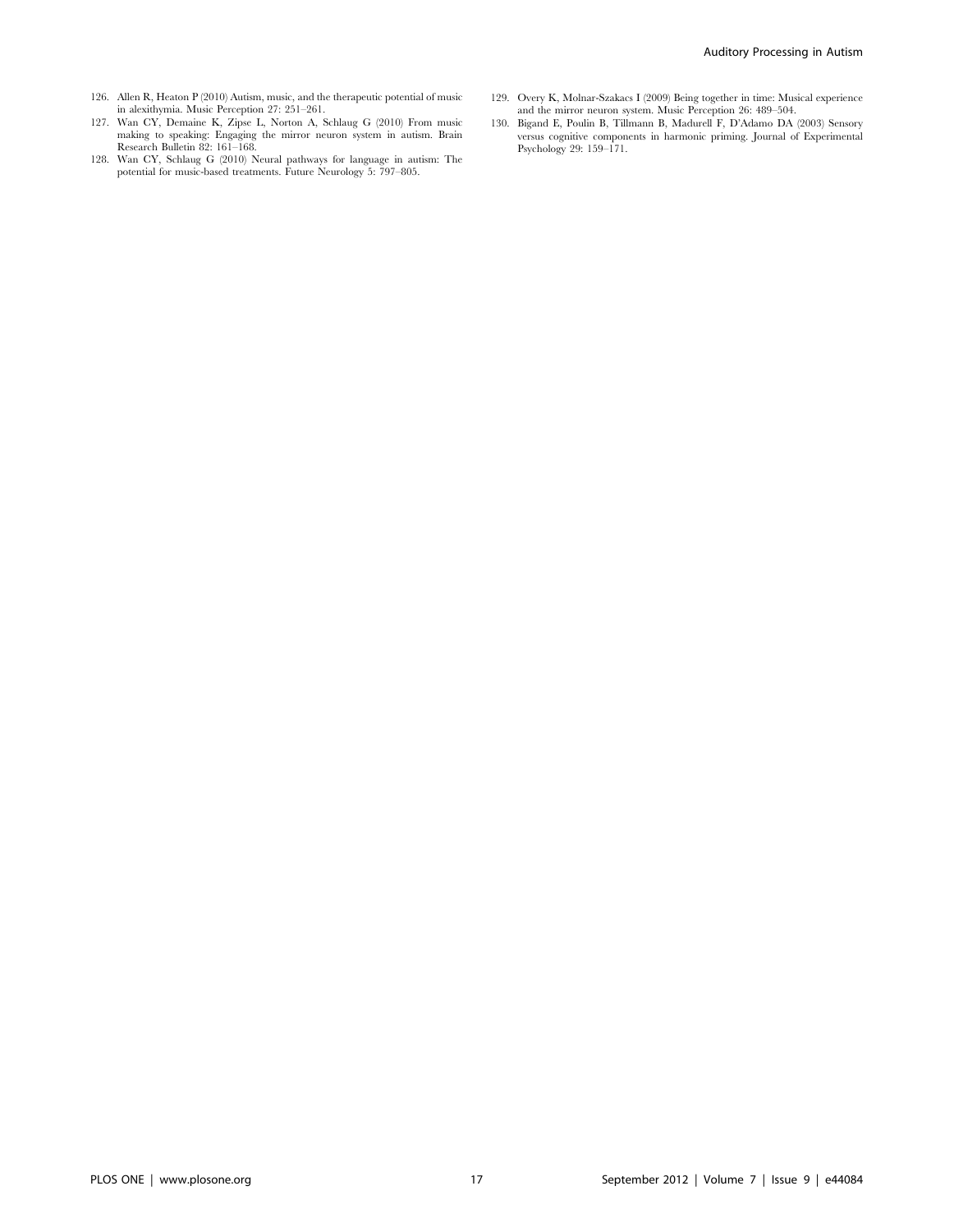126. Allen R, Heaton P (2010) Autism, music, and the therapeutic potential of music in alexithymia. Music Perception 27: 251–261.
127. Wan CY, Demaine K, Zipse L, Norton A, Schlaug G (2010) From music making to speaking: Engaging the mirror neuron system in autism. Brain Research Bulletin 82: 161–168.
128. Wan CY, Schlaug G (2010) Neural pathways for language in autism: The potential for music-based treatments. Future Neurology 5: 797–805.
129. Overy K, Molnar-Szakacs I (2009) Being together in time: Musical experience and the mirror neuron system. Music Perception 26: 489–504.
130. Bigand E, Poulin B, Tillmann B, Madurell F, D'Adamo DA (2003) Sensory versus cognitive components in harmonic priming. Journal of Experimental Psychology 29: 159–171.